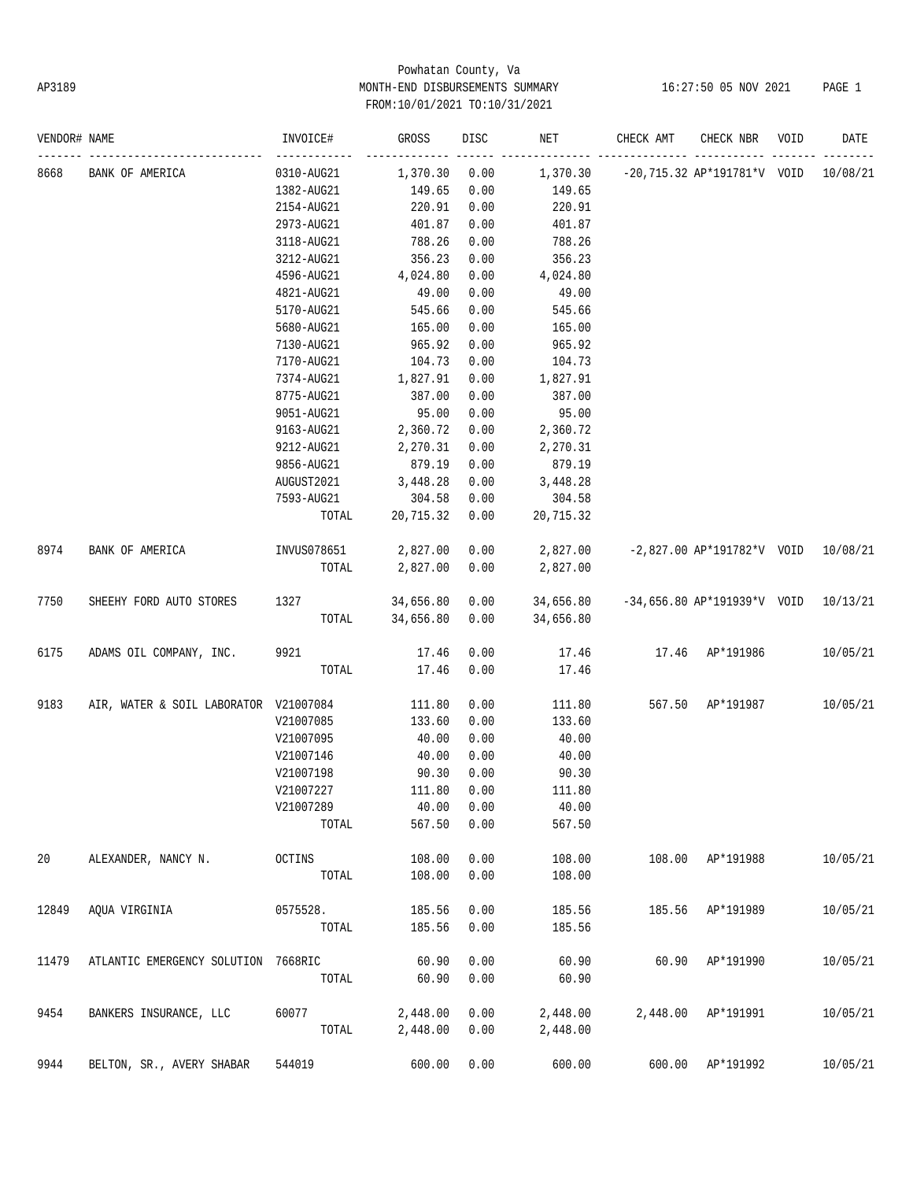Powhatan County, Va

AP3189 MONTH-END DISBURSEMENTS SUMMARY 16:27:50 05 NOV 2021

FROM:10/01/2021 TO:10/31/2021

| VENDOR# | NAME | INVOICE# | GROSS | DISC | NET | CHECK AMT | CHECK NBR | VOID | DATE |
|---|---|---|---|---|---|---|---|---|---|
| 8668 | BANK OF AMERICA | 0310-AUG21 | 1,370.30 | 0.00 | 1,370.30 | -20,715.32 | AP*191781*V | VOID | 10/08/21 |
| | | 1382-AUG21 | 149.65 | 0.00 | 149.65 | | | | |
| | | 2154-AUG21 | 220.91 | 0.00 | 220.91 | | | | |
| | | 2973-AUG21 | 401.87 | 0.00 | 401.87 | | | | |
| | | 3118-AUG21 | 788.26 | 0.00 | 788.26 | | | | |
| | | 3212-AUG21 | 356.23 | 0.00 | 356.23 | | | | |
| | | 4596-AUG21 | 4,024.80 | 0.00 | 4,024.80 | | | | |
| | | 4821-AUG21 | 49.00 | 0.00 | 49.00 | | | | |
| | | 5170-AUG21 | 545.66 | 0.00 | 545.66 | | | | |
| | | 5680-AUG21 | 165.00 | 0.00 | 165.00 | | | | |
| | | 7130-AUG21 | 965.92 | 0.00 | 965.92 | | | | |
| | | 7170-AUG21 | 104.73 | 0.00 | 104.73 | | | | |
| | | 7374-AUG21 | 1,827.91 | 0.00 | 1,827.91 | | | | |
| | | 8775-AUG21 | 387.00 | 0.00 | 387.00 | | | | |
| | | 9051-AUG21 | 95.00 | 0.00 | 95.00 | | | | |
| | | 9163-AUG21 | 2,360.72 | 0.00 | 2,360.72 | | | | |
| | | 9212-AUG21 | 2,270.31 | 0.00 | 2,270.31 | | | | |
| | | 9856-AUG21 | 879.19 | 0.00 | 879.19 | | | | |
| | | AUGUST2021 | 3,448.28 | 0.00 | 3,448.28 | | | | |
| | | 7593-AUG21 | 304.58 | 0.00 | 304.58 | | | | |
| | | TOTAL | 20,715.32 | 0.00 | 20,715.32 | | | | |
| 8974 | BANK OF AMERICA | INVUS078651 | 2,827.00 | 0.00 | 2,827.00 | -2,827.00 | AP*191782*V | VOID | 10/08/21 |
| | | TOTAL | 2,827.00 | 0.00 | 2,827.00 | | | | |
| 7750 | SHEEHY FORD AUTO STORES | 1327 | 34,656.80 | 0.00 | 34,656.80 | -34,656.80 | AP*191939*V | VOID | 10/13/21 |
| | | TOTAL | 34,656.80 | 0.00 | 34,656.80 | | | | |
| 6175 | ADAMS OIL COMPANY, INC. | 9921 | 17.46 | 0.00 | 17.46 | 17.46 | AP*191986 | | 10/05/21 |
| | | TOTAL | 17.46 | 0.00 | 17.46 | | | | |
| 9183 | AIR, WATER & SOIL LABORATOR | V21007084 | 111.80 | 0.00 | 111.80 | 567.50 | AP*191987 | | 10/05/21 |
| | | V21007085 | 133.60 | 0.00 | 133.60 | | | | |
| | | V21007095 | 40.00 | 0.00 | 40.00 | | | | |
| | | V21007146 | 40.00 | 0.00 | 40.00 | | | | |
| | | V21007198 | 90.30 | 0.00 | 90.30 | | | | |
| | | V21007227 | 111.80 | 0.00 | 111.80 | | | | |
| | | V21007289 | 40.00 | 0.00 | 40.00 | | | | |
| | | TOTAL | 567.50 | 0.00 | 567.50 | | | | |
| 20 | ALEXANDER, NANCY N. | OCTINS | 108.00 | 0.00 | 108.00 | 108.00 | AP*191988 | | 10/05/21 |
| | | TOTAL | 108.00 | 0.00 | 108.00 | | | | |
| 12849 | AQUA VIRGINIA | 0575528. | 185.56 | 0.00 | 185.56 | 185.56 | AP*191989 | | 10/05/21 |
| | | TOTAL | 185.56 | 0.00 | 185.56 | | | | |
| 11479 | ATLANTIC EMERGENCY SOLUTION | 7668RIC | 60.90 | 0.00 | 60.90 | 60.90 | AP*191990 | | 10/05/21 |
| | | TOTAL | 60.90 | 0.00 | 60.90 | | | | |
| 9454 | BANKERS INSURANCE, LLC | 60077 | 2,448.00 | 0.00 | 2,448.00 | 2,448.00 | AP*191991 | | 10/05/21 |
| | | TOTAL | 2,448.00 | 0.00 | 2,448.00 | | | | |
| 9944 | BELTON, SR., AVERY SHABAR | 544019 | 600.00 | 0.00 | 600.00 | 600.00 | AP*191992 | | 10/05/21 |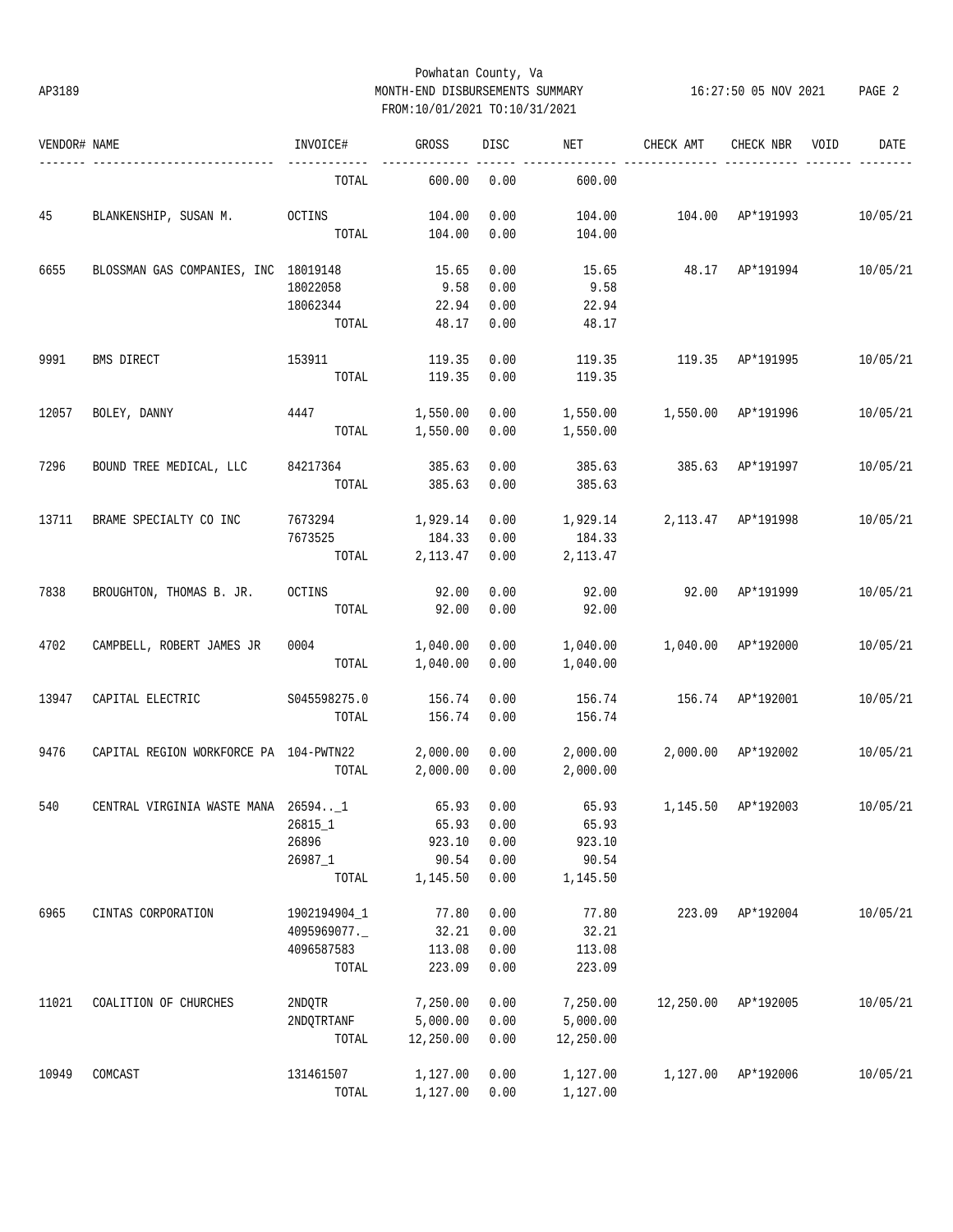Powhatan County, Va

AP3189 MONTH-END DISBURSEMENTS SUMMARY 16:27:50 05 NOV 2021

FROM:10/01/2021 TO:10/31/2021

| VENDOR# | NAME | INVOICE# | GROSS | DISC | NET | CHECK AMT | CHECK NBR | VOID | DATE |
|---|---|---|---|---|---|---|---|---|---|
| | | TOTAL | 600.00 | 0.00 | 600.00 | | | | |
| 45 | BLANKENSHIP, SUSAN M. | OCTINS | 104.00 | 0.00 | 104.00 | 104.00 | AP*191993 | | 10/05/21 |
| | | TOTAL | 104.00 | 0.00 | 104.00 | | | | |
| 6655 | BLOSSMAN GAS COMPANIES, INC | 18019148 | 15.65 | 0.00 | 15.65 | 48.17 | AP*191994 | | 10/05/21 |
| | | 18022058 | 9.58 | 0.00 | 9.58 | | | | |
| | | 18062344 | 22.94 | 0.00 | 22.94 | | | | |
| | | TOTAL | 48.17 | 0.00 | 48.17 | | | | |
| 9991 | BMS DIRECT | 153911 | 119.35 | 0.00 | 119.35 | 119.35 | AP*191995 | | 10/05/21 |
| | | TOTAL | 119.35 | 0.00 | 119.35 | | | | |
| 12057 | BOLEY, DANNY | 4447 | 1,550.00 | 0.00 | 1,550.00 | 1,550.00 | AP*191996 | | 10/05/21 |
| | | TOTAL | 1,550.00 | 0.00 | 1,550.00 | | | | |
| 7296 | BOUND TREE MEDICAL, LLC | 84217364 | 385.63 | 0.00 | 385.63 | 385.63 | AP*191997 | | 10/05/21 |
| | | TOTAL | 385.63 | 0.00 | 385.63 | | | | |
| 13711 | BRAME SPECIALTY CO INC | 7673294 | 1,929.14 | 0.00 | 1,929.14 | 2,113.47 | AP*191998 | | 10/05/21 |
| | | 7673525 | 184.33 | 0.00 | 184.33 | | | | |
| | | TOTAL | 2,113.47 | 0.00 | 2,113.47 | | | | |
| 7838 | BROUGHTON, THOMAS B. JR. | OCTINS | 92.00 | 0.00 | 92.00 | 92.00 | AP*191999 | | 10/05/21 |
| | | TOTAL | 92.00 | 0.00 | 92.00 | | | | |
| 4702 | CAMPBELL, ROBERT JAMES JR | 0004 | 1,040.00 | 0.00 | 1,040.00 | 1,040.00 | AP*192000 | | 10/05/21 |
| | | TOTAL | 1,040.00 | 0.00 | 1,040.00 | | | | |
| 13947 | CAPITAL ELECTRIC | S045598275.0 | 156.74 | 0.00 | 156.74 | 156.74 | AP*192001 | | 10/05/21 |
| | | TOTAL | 156.74 | 0.00 | 156.74 | | | | |
| 9476 | CAPITAL REGION WORKFORCE PA | 104-PWTN22 | 2,000.00 | 0.00 | 2,000.00 | 2,000.00 | AP*192002 | | 10/05/21 |
| | | TOTAL | 2,000.00 | 0.00 | 2,000.00 | | | | |
| 540 | CENTRAL VIRGINIA WASTE MANA | 26594.._1 | 65.93 | 0.00 | 65.93 | 1,145.50 | AP*192003 | | 10/05/21 |
| | | 26815_1 | 65.93 | 0.00 | 65.93 | | | | |
| | | 26896 | 923.10 | 0.00 | 923.10 | | | | |
| | | 26987_1 | 90.54 | 0.00 | 90.54 | | | | |
| | | TOTAL | 1,145.50 | 0.00 | 1,145.50 | | | | |
| 6965 | CINTAS CORPORATION | 1902194904_1 | 77.80 | 0.00 | 77.80 | 223.09 | AP*192004 | | 10/05/21 |
| | | 4095969077._ | 32.21 | 0.00 | 32.21 | | | | |
| | | 4096587583 | 113.08 | 0.00 | 113.08 | | | | |
| | | TOTAL | 223.09 | 0.00 | 223.09 | | | | |
| 11021 | COALITION OF CHURCHES | 2NDQTR | 7,250.00 | 0.00 | 7,250.00 | 12,250.00 | AP*192005 | | 10/05/21 |
| | | 2NDQTRTANF | 5,000.00 | 0.00 | 5,000.00 | | | | |
| | | TOTAL | 12,250.00 | 0.00 | 12,250.00 | | | | |
| 10949 | COMCAST | 131461507 | 1,127.00 | 0.00 | 1,127.00 | 1,127.00 | AP*192006 | | 10/05/21 |
| | | TOTAL | 1,127.00 | 0.00 | 1,127.00 | | | | |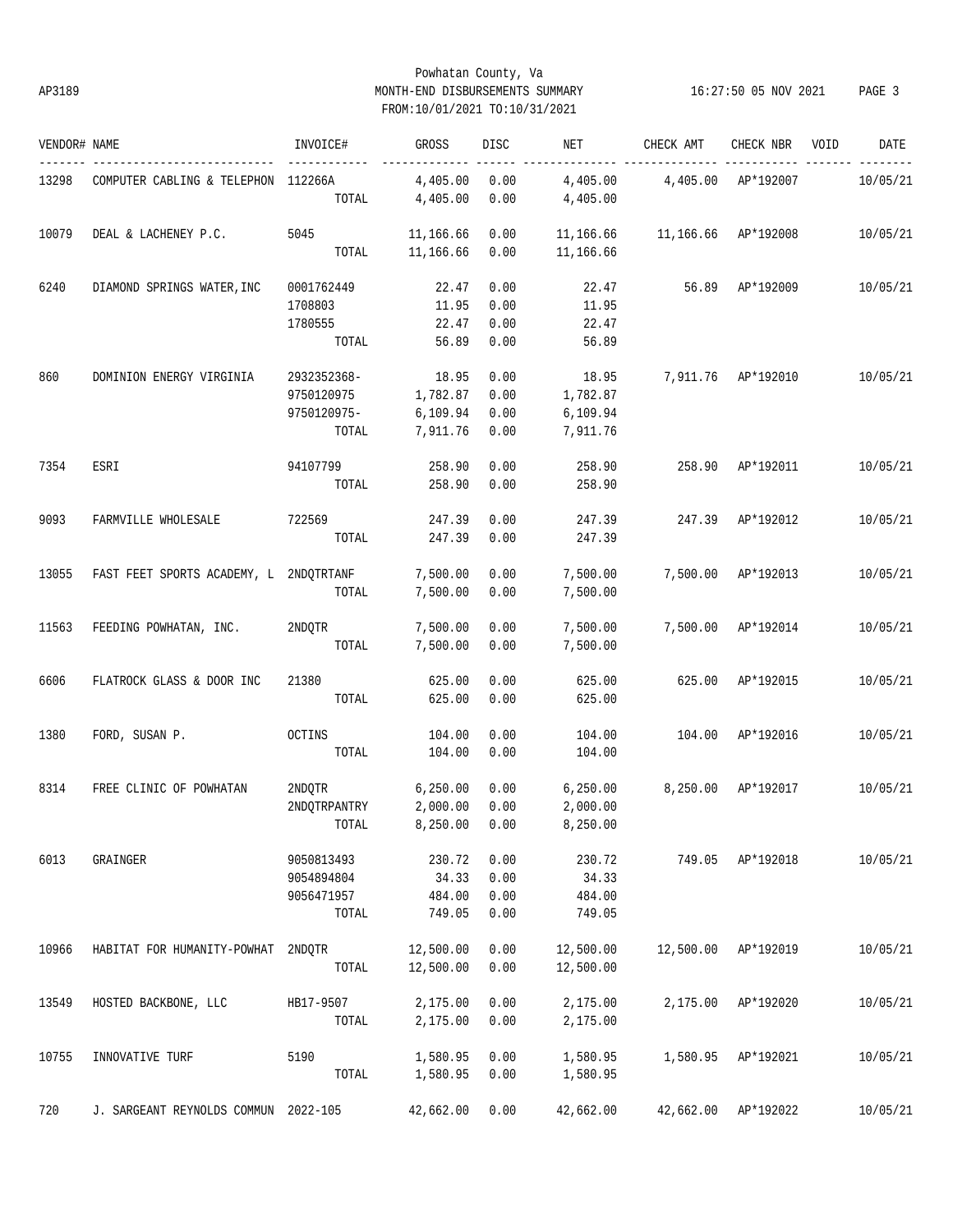Powhatan County, Va
AP3189 MONTH-END DISBURSEMENTS SUMMARY 16:27:50 05 NOV 2021
FROM:10/01/2021 TO:10/31/2021

| VENDOR# | NAME | INVOICE# | GROSS | DISC | NET | CHECK AMT | CHECK NBR | VOID | DATE |
|---|---|---|---|---|---|---|---|---|---|
| 13298 | COMPUTER CABLING & TELEPHON | 112266A | 4,405.00 | 0.00 | 4,405.00 | 4,405.00 | AP*192007 | | 10/05/21 |
| | | TOTAL | 4,405.00 | 0.00 | 4,405.00 | | | | |
| 10079 | DEAL & LACHENEY P.C. | 5045 | 11,166.66 | 0.00 | 11,166.66 | 11,166.66 | AP*192008 | | 10/05/21 |
| | | TOTAL | 11,166.66 | 0.00 | 11,166.66 | | | | |
| 6240 | DIAMOND SPRINGS WATER,INC | 0001762449 | 22.47 | 0.00 | 22.47 | 56.89 | AP*192009 | | 10/05/21 |
| | | 1708803 | 11.95 | 0.00 | 11.95 | | | | |
| | | 1780555 | 22.47 | 0.00 | 22.47 | | | | |
| | | TOTAL | 56.89 | 0.00 | 56.89 | | | | |
| 860 | DOMINION ENERGY VIRGINIA | 2932352368- | 18.95 | 0.00 | 18.95 | 7,911.76 | AP*192010 | | 10/05/21 |
| | | 9750120975 | 1,782.87 | 0.00 | 1,782.87 | | | | |
| | | 9750120975- | 6,109.94 | 0.00 | 6,109.94 | | | | |
| | | TOTAL | 7,911.76 | 0.00 | 7,911.76 | | | | |
| 7354 | ESRI | 94107799 | 258.90 | 0.00 | 258.90 | 258.90 | AP*192011 | | 10/05/21 |
| | | TOTAL | 258.90 | 0.00 | 258.90 | | | | |
| 9093 | FARMVILLE WHOLESALE | 722569 | 247.39 | 0.00 | 247.39 | 247.39 | AP*192012 | | 10/05/21 |
| | | TOTAL | 247.39 | 0.00 | 247.39 | | | | |
| 13055 | FAST FEET SPORTS ACADEMY, L | 2NDQTRTANF | 7,500.00 | 0.00 | 7,500.00 | 7,500.00 | AP*192013 | | 10/05/21 |
| | | TOTAL | 7,500.00 | 0.00 | 7,500.00 | | | | |
| 11563 | FEEDING POWHATAN, INC. | 2NDQTR | 7,500.00 | 0.00 | 7,500.00 | 7,500.00 | AP*192014 | | 10/05/21 |
| | | TOTAL | 7,500.00 | 0.00 | 7,500.00 | | | | |
| 6606 | FLATROCK GLASS & DOOR INC | 21380 | 625.00 | 0.00 | 625.00 | 625.00 | AP*192015 | | 10/05/21 |
| | | TOTAL | 625.00 | 0.00 | 625.00 | | | | |
| 1380 | FORD, SUSAN P. | OCTINS | 104.00 | 0.00 | 104.00 | 104.00 | AP*192016 | | 10/05/21 |
| | | TOTAL | 104.00 | 0.00 | 104.00 | | | | |
| 8314 | FREE CLINIC OF POWHATAN | 2NDQTR | 6,250.00 | 0.00 | 6,250.00 | 8,250.00 | AP*192017 | | 10/05/21 |
| | | 2NDQTRPANTRY | 2,000.00 | 0.00 | 2,000.00 | | | | |
| | | TOTAL | 8,250.00 | 0.00 | 8,250.00 | | | | |
| 6013 | GRAINGER | 9050813493 | 230.72 | 0.00 | 230.72 | 749.05 | AP*192018 | | 10/05/21 |
| | | 9054894804 | 34.33 | 0.00 | 34.33 | | | | |
| | | 9056471957 | 484.00 | 0.00 | 484.00 | | | | |
| | | TOTAL | 749.05 | 0.00 | 749.05 | | | | |
| 10966 | HABITAT FOR HUMANITY-POWHAT | 2NDQTR | 12,500.00 | 0.00 | 12,500.00 | 12,500.00 | AP*192019 | | 10/05/21 |
| | | TOTAL | 12,500.00 | 0.00 | 12,500.00 | | | | |
| 13549 | HOSTED BACKBONE, LLC | HB17-9507 | 2,175.00 | 0.00 | 2,175.00 | 2,175.00 | AP*192020 | | 10/05/21 |
| | | TOTAL | 2,175.00 | 0.00 | 2,175.00 | | | | |
| 10755 | INNOVATIVE TURF | 5190 | 1,580.95 | 0.00 | 1,580.95 | 1,580.95 | AP*192021 | | 10/05/21 |
| | | TOTAL | 1,580.95 | 0.00 | 1,580.95 | | | | |
| 720 | J. SARGEANT REYNOLDS COMMUN | 2022-105 | 42,662.00 | 0.00 | 42,662.00 | 42,662.00 | AP*192022 | | 10/05/21 |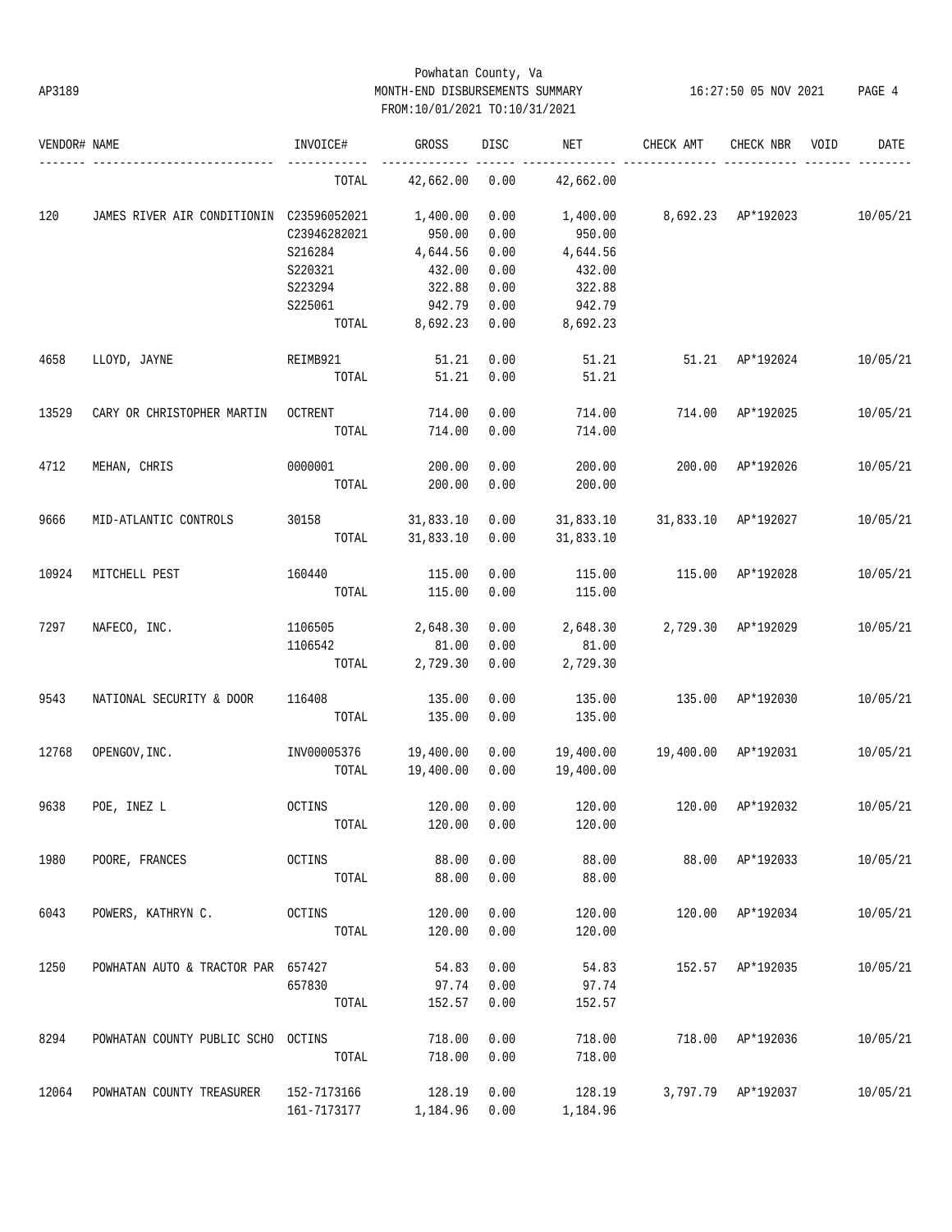Powhatan County, Va

AP3189 MONTH-END DISBURSEMENTS SUMMARY 16:27:50 05 NOV 2021

FROM:10/01/2021 TO:10/31/2021

| VENDOR# | NAME | INVOICE# | GROSS | DISC | NET | CHECK AMT | CHECK NBR | VOID | DATE |
|---|---|---|---|---|---|---|---|---|---|
| | | TOTAL | 42,662.00 | 0.00 | 42,662.00 | | | | |
| 120 | JAMES RIVER AIR CONDITIONIN | C23596052021 | 1,400.00 | 0.00 | 1,400.00 | 8,692.23 | AP*192023 | | 10/05/21 |
| | | C23946282021 | 950.00 | 0.00 | 950.00 | | | | |
| | | S216284 | 4,644.56 | 0.00 | 4,644.56 | | | | |
| | | S220321 | 432.00 | 0.00 | 432.00 | | | | |
| | | S223294 | 322.88 | 0.00 | 322.88 | | | | |
| | | S225061 | 942.79 | 0.00 | 942.79 | | | | |
| | | TOTAL | 8,692.23 | 0.00 | 8,692.23 | | | | |
| 4658 | LLOYD, JAYNE | REIMB921 | 51.21 | 0.00 | 51.21 | 51.21 | AP*192024 | | 10/05/21 |
| | | TOTAL | 51.21 | 0.00 | 51.21 | | | | |
| 13529 | CARY OR CHRISTOPHER MARTIN | OCTRENT | 714.00 | 0.00 | 714.00 | 714.00 | AP*192025 | | 10/05/21 |
| | | TOTAL | 714.00 | 0.00 | 714.00 | | | | |
| 4712 | MEHAN, CHRIS | 0000001 | 200.00 | 0.00 | 200.00 | 200.00 | AP*192026 | | 10/05/21 |
| | | TOTAL | 200.00 | 0.00 | 200.00 | | | | |
| 9666 | MID-ATLANTIC CONTROLS | 30158 | 31,833.10 | 0.00 | 31,833.10 | 31,833.10 | AP*192027 | | 10/05/21 |
| | | TOTAL | 31,833.10 | 0.00 | 31,833.10 | | | | |
| 10924 | MITCHELL PEST | 160440 | 115.00 | 0.00 | 115.00 | 115.00 | AP*192028 | | 10/05/21 |
| | | TOTAL | 115.00 | 0.00 | 115.00 | | | | |
| 7297 | NAFECO, INC. | 1106505 | 2,648.30 | 0.00 | 2,648.30 | 2,729.30 | AP*192029 | | 10/05/21 |
| | | 1106542 | 81.00 | 0.00 | 81.00 | | | | |
| | | TOTAL | 2,729.30 | 0.00 | 2,729.30 | | | | |
| 9543 | NATIONAL SECURITY & DOOR | 116408 | 135.00 | 0.00 | 135.00 | 135.00 | AP*192030 | | 10/05/21 |
| | | TOTAL | 135.00 | 0.00 | 135.00 | | | | |
| 12768 | OPENGOV,INC. | INV00005376 | 19,400.00 | 0.00 | 19,400.00 | 19,400.00 | AP*192031 | | 10/05/21 |
| | | TOTAL | 19,400.00 | 0.00 | 19,400.00 | | | | |
| 9638 | POE, INEZ L | OCTINS | 120.00 | 0.00 | 120.00 | 120.00 | AP*192032 | | 10/05/21 |
| | | TOTAL | 120.00 | 0.00 | 120.00 | | | | |
| 1980 | POORE, FRANCES | OCTINS | 88.00 | 0.00 | 88.00 | 88.00 | AP*192033 | | 10/05/21 |
| | | TOTAL | 88.00 | 0.00 | 88.00 | | | | |
| 6043 | POWERS, KATHRYN C. | OCTINS | 120.00 | 0.00 | 120.00 | 120.00 | AP*192034 | | 10/05/21 |
| | | TOTAL | 120.00 | 0.00 | 120.00 | | | | |
| 1250 | POWHATAN AUTO & TRACTOR PAR | 657427 | 54.83 | 0.00 | 54.83 | 152.57 | AP*192035 | | 10/05/21 |
| | | 657830 | 97.74 | 0.00 | 97.74 | | | | |
| | | TOTAL | 152.57 | 0.00 | 152.57 | | | | |
| 8294 | POWHATAN COUNTY PUBLIC SCHO | OCTINS | 718.00 | 0.00 | 718.00 | 718.00 | AP*192036 | | 10/05/21 |
| | | TOTAL | 718.00 | 0.00 | 718.00 | | | | |
| 12064 | POWHATAN COUNTY TREASURER | 152-7173166 | 128.19 | 0.00 | 128.19 | 3,797.79 | AP*192037 | | 10/05/21 |
| | | 161-7173177 | 1,184.96 | 0.00 | 1,184.96 | | | | |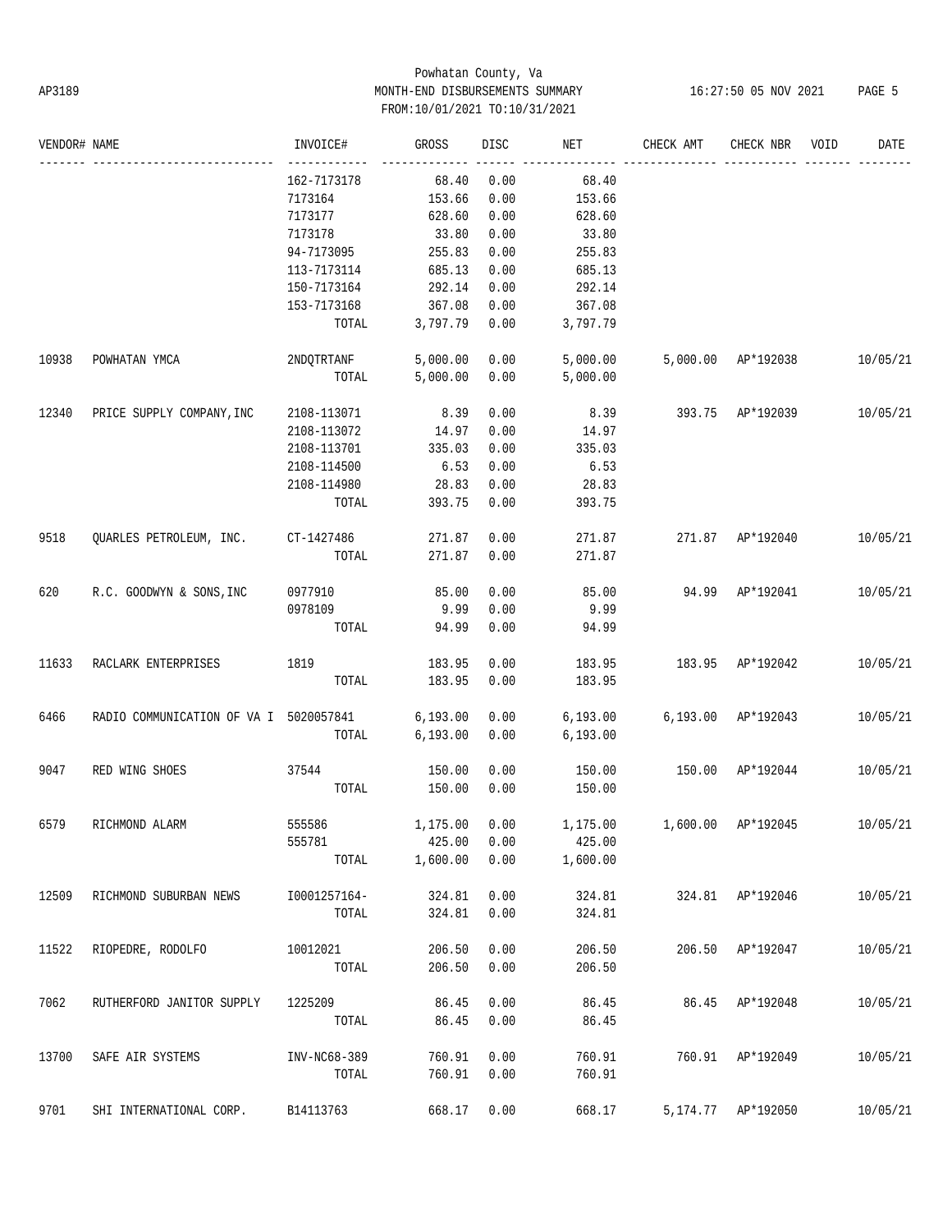Powhatan County, Va
AP3189 MONTH-END DISBURSEMENTS SUMMARY 16:27:50 05 NOV 2021 PAGE 5
FROM:10/01/2021 TO:10/31/2021

| VENDOR# | NAME | INVOICE# | GROSS | DISC | NET | CHECK AMT | CHECK NBR | VOID | DATE |
|---|---|---|---|---|---|---|---|---|---|
| | | 162-7173178 | 68.40 | 0.00 | 68.40 | | | | |
| | | 7173164 | 153.66 | 0.00 | 153.66 | | | | |
| | | 7173177 | 628.60 | 0.00 | 628.60 | | | | |
| | | 7173178 | 33.80 | 0.00 | 33.80 | | | | |
| | | 94-7173095 | 255.83 | 0.00 | 255.83 | | | | |
| | | 113-7173114 | 685.13 | 0.00 | 685.13 | | | | |
| | | 150-7173164 | 292.14 | 0.00 | 292.14 | | | | |
| | | 153-7173168 | 367.08 | 0.00 | 367.08 | | | | |
| | | TOTAL | 3,797.79 | 0.00 | 3,797.79 | | | | |
| 10938 | POWHATAN YMCA | 2NDQTRTANF | 5,000.00 | 0.00 | 5,000.00 | 5,000.00 | AP*192038 | | 10/05/21 |
| | | TOTAL | 5,000.00 | 0.00 | 5,000.00 | | | | |
| 12340 | PRICE SUPPLY COMPANY,INC | 2108-113071 | 8.39 | 0.00 | 8.39 | 393.75 | AP*192039 | | 10/05/21 |
| | | 2108-113072 | 14.97 | 0.00 | 14.97 | | | | |
| | | 2108-113701 | 335.03 | 0.00 | 335.03 | | | | |
| | | 2108-114500 | 6.53 | 0.00 | 6.53 | | | | |
| | | 2108-114980 | 28.83 | 0.00 | 28.83 | | | | |
| | | TOTAL | 393.75 | 0.00 | 393.75 | | | | |
| 9518 | QUARLES PETROLEUM, INC. | CT-1427486 | 271.87 | 0.00 | 271.87 | 271.87 | AP*192040 | | 10/05/21 |
| | | TOTAL | 271.87 | 0.00 | 271.87 | | | | |
| 620 | R.C. GOODWYN & SONS,INC | 0977910 | 85.00 | 0.00 | 85.00 | 94.99 | AP*192041 | | 10/05/21 |
| | | 0978109 | 9.99 | 0.00 | 9.99 | | | | |
| | | TOTAL | 94.99 | 0.00 | 94.99 | | | | |
| 11633 | RACLARK ENTERPRISES | 1819 | 183.95 | 0.00 | 183.95 | 183.95 | AP*192042 | | 10/05/21 |
| | | TOTAL | 183.95 | 0.00 | 183.95 | | | | |
| 6466 | RADIO COMMUNICATION OF VA I | 5020057841 | 6,193.00 | 0.00 | 6,193.00 | 6,193.00 | AP*192043 | | 10/05/21 |
| | | TOTAL | 6,193.00 | 0.00 | 6,193.00 | | | | |
| 9047 | RED WING SHOES | 37544 | 150.00 | 0.00 | 150.00 | 150.00 | AP*192044 | | 10/05/21 |
| | | TOTAL | 150.00 | 0.00 | 150.00 | | | | |
| 6579 | RICHMOND ALARM | 555586 | 1,175.00 | 0.00 | 1,175.00 | 1,600.00 | AP*192045 | | 10/05/21 |
| | | 555781 | 425.00 | 0.00 | 425.00 | | | | |
| | | TOTAL | 1,600.00 | 0.00 | 1,600.00 | | | | |
| 12509 | RICHMOND SUBURBAN NEWS | I0001257164- | 324.81 | 0.00 | 324.81 | 324.81 | AP*192046 | | 10/05/21 |
| | | TOTAL | 324.81 | 0.00 | 324.81 | | | | |
| 11522 | RIOPEDRE, RODOLFO | 10012021 | 206.50 | 0.00 | 206.50 | 206.50 | AP*192047 | | 10/05/21 |
| | | TOTAL | 206.50 | 0.00 | 206.50 | | | | |
| 7062 | RUTHERFORD JANITOR SUPPLY | 1225209 | 86.45 | 0.00 | 86.45 | 86.45 | AP*192048 | | 10/05/21 |
| | | TOTAL | 86.45 | 0.00 | 86.45 | | | | |
| 13700 | SAFE AIR SYSTEMS | INV-NC68-389 | 760.91 | 0.00 | 760.91 | 760.91 | AP*192049 | | 10/05/21 |
| | | TOTAL | 760.91 | 0.00 | 760.91 | | | | |
| 9701 | SHI INTERNATIONAL CORP. | B14113763 | 668.17 | 0.00 | 668.17 | 5,174.77 | AP*192050 | | 10/05/21 |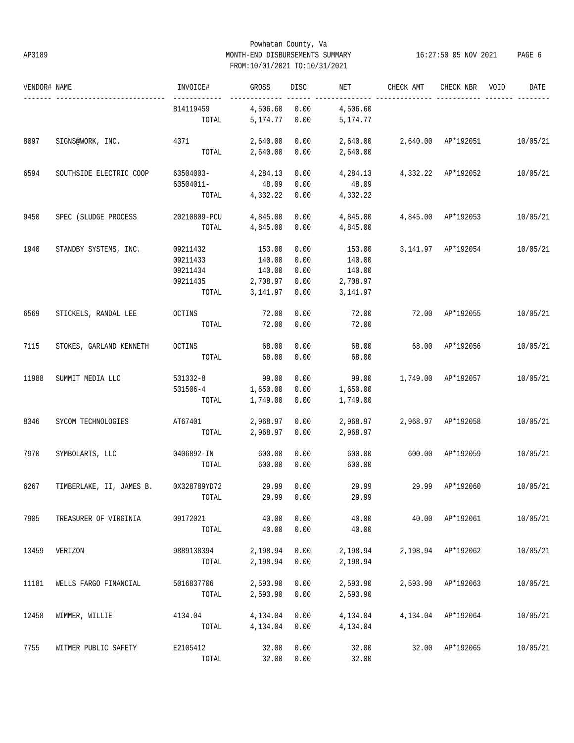Powhatan County, Va
AP3189 MONTH-END DISBURSEMENTS SUMMARY 16:27:50 05 NOV 2021 PAGE 6
FROM:10/01/2021 TO:10/31/2021

| VENDOR# | NAME | INVOICE# | GROSS | DISC | NET | CHECK AMT | CHECK NBR | VOID | DATE |
|---|---|---|---|---|---|---|---|---|---|
| | | B14119459 | 4,506.60 | 0.00 | 4,506.60 | | | | |
| | | TOTAL | 5,174.77 | 0.00 | 5,174.77 | | | | |
| 8097 | SIGNS@WORK, INC. | 4371 | 2,640.00 | 0.00 | 2,640.00 | 2,640.00 | AP*192051 | | 10/05/21 |
| | | TOTAL | 2,640.00 | 0.00 | 2,640.00 | | | | |
| 6594 | SOUTHSIDE ELECTRIC COOP | 63504003- | 4,284.13 | 0.00 | 4,284.13 | 4,332.22 | AP*192052 | | 10/05/21 |
| | | 63504011- | 48.09 | 0.00 | 48.09 | | | | |
| | | TOTAL | 4,332.22 | 0.00 | 4,332.22 | | | | |
| 9450 | SPEC (SLUDGE PROCESS | 20210809-PCU | 4,845.00 | 0.00 | 4,845.00 | 4,845.00 | AP*192053 | | 10/05/21 |
| | | TOTAL | 4,845.00 | 0.00 | 4,845.00 | | | | |
| 1940 | STANDBY SYSTEMS, INC. | 09211432 | 153.00 | 0.00 | 153.00 | 3,141.97 | AP*192054 | | 10/05/21 |
| | | 09211433 | 140.00 | 0.00 | 140.00 | | | | |
| | | 09211434 | 140.00 | 0.00 | 140.00 | | | | |
| | | 09211435 | 2,708.97 | 0.00 | 2,708.97 | | | | |
| | | TOTAL | 3,141.97 | 0.00 | 3,141.97 | | | | |
| 6569 | STICKELS, RANDAL LEE | OCTINS | 72.00 | 0.00 | 72.00 | 72.00 | AP*192055 | | 10/05/21 |
| | | TOTAL | 72.00 | 0.00 | 72.00 | | | | |
| 7115 | STOKES, GARLAND KENNETH | OCTINS | 68.00 | 0.00 | 68.00 | 68.00 | AP*192056 | | 10/05/21 |
| | | TOTAL | 68.00 | 0.00 | 68.00 | | | | |
| 11988 | SUMMIT MEDIA LLC | 531332-8 | 99.00 | 0.00 | 99.00 | 1,749.00 | AP*192057 | | 10/05/21 |
| | | 531506-4 | 1,650.00 | 0.00 | 1,650.00 | | | | |
| | | TOTAL | 1,749.00 | 0.00 | 1,749.00 | | | | |
| 8346 | SYCOM TECHNOLOGIES | AT67401 | 2,968.97 | 0.00 | 2,968.97 | 2,968.97 | AP*192058 | | 10/05/21 |
| | | TOTAL | 2,968.97 | 0.00 | 2,968.97 | | | | |
| 7970 | SYMBOLARTS, LLC | 0406892-IN | 600.00 | 0.00 | 600.00 | 600.00 | AP*192059 | | 10/05/21 |
| | | TOTAL | 600.00 | 0.00 | 600.00 | | | | |
| 6267 | TIMBERLAKE, II, JAMES B. | 0X328789YD72 | 29.99 | 0.00 | 29.99 | 29.99 | AP*192060 | | 10/05/21 |
| | | TOTAL | 29.99 | 0.00 | 29.99 | | | | |
| 7905 | TREASURER OF VIRGINIA | 09172021 | 40.00 | 0.00 | 40.00 | 40.00 | AP*192061 | | 10/05/21 |
| | | TOTAL | 40.00 | 0.00 | 40.00 | | | | |
| 13459 | VERIZON | 9889138394 | 2,198.94 | 0.00 | 2,198.94 | 2,198.94 | AP*192062 | | 10/05/21 |
| | | TOTAL | 2,198.94 | 0.00 | 2,198.94 | | | | |
| 11181 | WELLS FARGO FINANCIAL | 5016837706 | 2,593.90 | 0.00 | 2,593.90 | 2,593.90 | AP*192063 | | 10/05/21 |
| | | TOTAL | 2,593.90 | 0.00 | 2,593.90 | | | | |
| 12458 | WIMMER, WILLIE | 4134.04 | 4,134.04 | 0.00 | 4,134.04 | 4,134.04 | AP*192064 | | 10/05/21 |
| | | TOTAL | 4,134.04 | 0.00 | 4,134.04 | | | | |
| 7755 | WITMER PUBLIC SAFETY | E2105412 | 32.00 | 0.00 | 32.00 | 32.00 | AP*192065 | | 10/05/21 |
| | | TOTAL | 32.00 | 0.00 | 32.00 | | | | |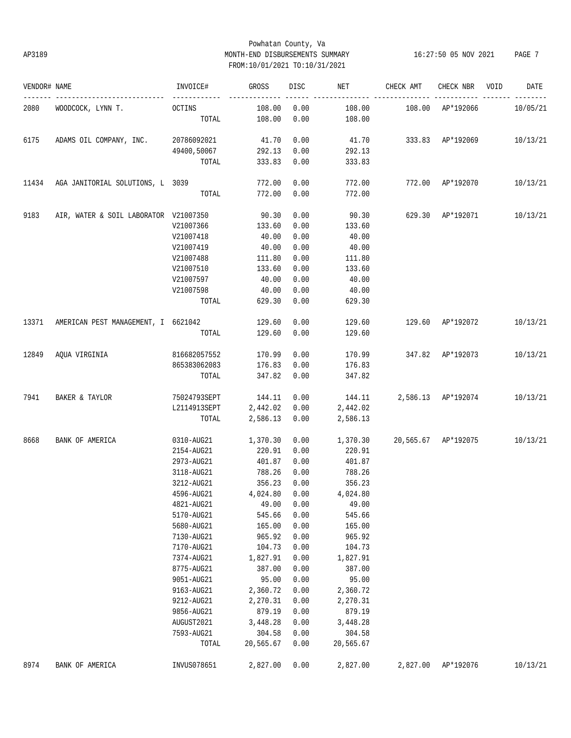Powhatan County, Va
AP3189 MONTH-END DISBURSEMENTS SUMMARY 16:27:50 05 NOV 2021
FROM:10/01/2021 TO:10/31/2021

| VENDOR# | NAME | INVOICE# | GROSS | DISC | NET | CHECK AMT | CHECK NBR | VOID | DATE |
|---|---|---|---|---|---|---|---|---|---|
| 2080 | WOODCOCK, LYNN T. | OCTINS | 108.00 | 0.00 | 108.00 | 108.00 | AP*192066 | | 10/05/21 |
| | | TOTAL | 108.00 | 0.00 | 108.00 | | | | |
| 6175 | ADAMS OIL COMPANY, INC. | 20786092021 | 41.70 | 0.00 | 41.70 | 333.83 | AP*192069 | | 10/13/21 |
| | | 49400,50067 | 292.13 | 0.00 | 292.13 | | | | |
| | | TOTAL | 333.83 | 0.00 | 333.83 | | | | |
| 11434 | AGA JANITORIAL SOLUTIONS, L | 3039 | 772.00 | 0.00 | 772.00 | 772.00 | AP*192070 | | 10/13/21 |
| | | TOTAL | 772.00 | 0.00 | 772.00 | | | | |
| 9183 | AIR, WATER & SOIL LABORATOR | V21007350 | 90.30 | 0.00 | 90.30 | 629.30 | AP*192071 | | 10/13/21 |
| | | V21007366 | 133.60 | 0.00 | 133.60 | | | | |
| | | V21007418 | 40.00 | 0.00 | 40.00 | | | | |
| | | V21007419 | 40.00 | 0.00 | 40.00 | | | | |
| | | V21007488 | 111.80 | 0.00 | 111.80 | | | | |
| | | V21007510 | 133.60 | 0.00 | 133.60 | | | | |
| | | V21007597 | 40.00 | 0.00 | 40.00 | | | | |
| | | V21007598 | 40.00 | 0.00 | 40.00 | | | | |
| | | TOTAL | 629.30 | 0.00 | 629.30 | | | | |
| 13371 | AMERICAN PEST MANAGEMENT, I | 6621042 | 129.60 | 0.00 | 129.60 | 129.60 | AP*192072 | | 10/13/21 |
| | | TOTAL | 129.60 | 0.00 | 129.60 | | | | |
| 12849 | AQUA VIRGINIA | 816682057552 | 170.99 | 0.00 | 170.99 | 347.82 | AP*192073 | | 10/13/21 |
| | | 865383062083 | 176.83 | 0.00 | 176.83 | | | | |
| | | TOTAL | 347.82 | 0.00 | 347.82 | | | | |
| 7941 | BAKER & TAYLOR | 75024793SEPT | 144.11 | 0.00 | 144.11 | 2,586.13 | AP*192074 | | 10/13/21 |
| | | L2114913SEPT | 2,442.02 | 0.00 | 2,442.02 | | | | |
| | | TOTAL | 2,586.13 | 0.00 | 2,586.13 | | | | |
| 8668 | BANK OF AMERICA | 0310-AUG21 | 1,370.30 | 0.00 | 1,370.30 | 20,565.67 | AP*192075 | | 10/13/21 |
| | | 2154-AUG21 | 220.91 | 0.00 | 220.91 | | | | |
| | | 2973-AUG21 | 401.87 | 0.00 | 401.87 | | | | |
| | | 3118-AUG21 | 788.26 | 0.00 | 788.26 | | | | |
| | | 3212-AUG21 | 356.23 | 0.00 | 356.23 | | | | |
| | | 4596-AUG21 | 4,024.80 | 0.00 | 4,024.80 | | | | |
| | | 4821-AUG21 | 49.00 | 0.00 | 49.00 | | | | |
| | | 5170-AUG21 | 545.66 | 0.00 | 545.66 | | | | |
| | | 5680-AUG21 | 165.00 | 0.00 | 165.00 | | | | |
| | | 7130-AUG21 | 965.92 | 0.00 | 965.92 | | | | |
| | | 7170-AUG21 | 104.73 | 0.00 | 104.73 | | | | |
| | | 7374-AUG21 | 1,827.91 | 0.00 | 1,827.91 | | | | |
| | | 8775-AUG21 | 387.00 | 0.00 | 387.00 | | | | |
| | | 9051-AUG21 | 95.00 | 0.00 | 95.00 | | | | |
| | | 9163-AUG21 | 2,360.72 | 0.00 | 2,360.72 | | | | |
| | | 9212-AUG21 | 2,270.31 | 0.00 | 2,270.31 | | | | |
| | | 9856-AUG21 | 879.19 | 0.00 | 879.19 | | | | |
| | | AUGUST2021 | 3,448.28 | 0.00 | 3,448.28 | | | | |
| | | 7593-AUG21 | 304.58 | 0.00 | 304.58 | | | | |
| | | TOTAL | 20,565.67 | 0.00 | 20,565.67 | | | | |
| 8974 | BANK OF AMERICA | INVUS078651 | 2,827.00 | 0.00 | 2,827.00 | 2,827.00 | AP*192076 | | 10/13/21 |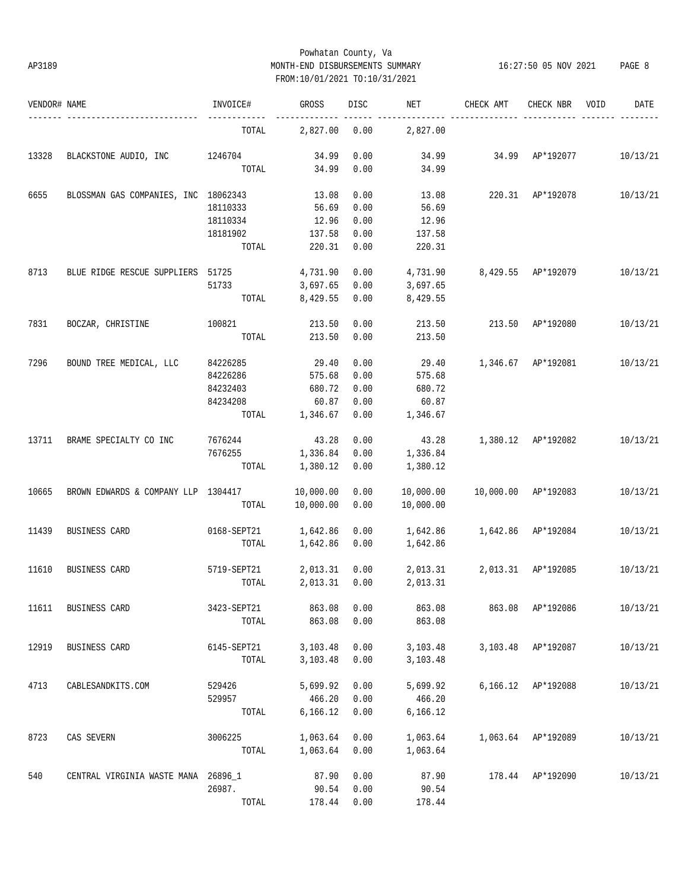Powhatan County, Va
MONTH-END DISBURSEMENTS SUMMARY
FROM:10/01/2021 TO:10/31/2021

AP3189 16:27:50 05 NOV 2021

| VENDOR# | NAME | INVOICE# | GROSS | DISC | NET | CHECK AMT | CHECK NBR | VOID | DATE |
|---|---|---|---|---|---|---|---|---|---|
| | | TOTAL | 2,827.00 | 0.00 | 2,827.00 | | | | |
| 13328 | BLACKSTONE AUDIO, INC | 1246704 | 34.99 | 0.00 | 34.99 | 34.99 | AP*192077 | | 10/13/21 |
| | | TOTAL | 34.99 | 0.00 | 34.99 | | | | |
| 6655 | BLOSSMAN GAS COMPANIES, INC | 18062343 | 13.08 | 0.00 | 13.08 | 220.31 | AP*192078 | | 10/13/21 |
| | | 18110333 | 56.69 | 0.00 | 56.69 | | | | |
| | | 18110334 | 12.96 | 0.00 | 12.96 | | | | |
| | | 18181902 | 137.58 | 0.00 | 137.58 | | | | |
| | | TOTAL | 220.31 | 0.00 | 220.31 | | | | |
| 8713 | BLUE RIDGE RESCUE SUPPLIERS | 51725 | 4,731.90 | 0.00 | 4,731.90 | 8,429.55 | AP*192079 | | 10/13/21 |
| | | 51733 | 3,697.65 | 0.00 | 3,697.65 | | | | |
| | | TOTAL | 8,429.55 | 0.00 | 8,429.55 | | | | |
| 7831 | BOCZAR, CHRISTINE | 100821 | 213.50 | 0.00 | 213.50 | 213.50 | AP*192080 | | 10/13/21 |
| | | TOTAL | 213.50 | 0.00 | 213.50 | | | | |
| 7296 | BOUND TREE MEDICAL, LLC | 84226285 | 29.40 | 0.00 | 29.40 | 1,346.67 | AP*192081 | | 10/13/21 |
| | | 84226286 | 575.68 | 0.00 | 575.68 | | | | |
| | | 84232403 | 680.72 | 0.00 | 680.72 | | | | |
| | | 84234208 | 60.87 | 0.00 | 60.87 | | | | |
| | | TOTAL | 1,346.67 | 0.00 | 1,346.67 | | | | |
| 13711 | BRAME SPECIALTY CO INC | 7676244 | 43.28 | 0.00 | 43.28 | 1,380.12 | AP*192082 | | 10/13/21 |
| | | 7676255 | 1,336.84 | 0.00 | 1,336.84 | | | | |
| | | TOTAL | 1,380.12 | 0.00 | 1,380.12 | | | | |
| 10665 | BROWN EDWARDS & COMPANY LLP | 1304417 | 10,000.00 | 0.00 | 10,000.00 | 10,000.00 | AP*192083 | | 10/13/21 |
| | | TOTAL | 10,000.00 | 0.00 | 10,000.00 | | | | |
| 11439 | BUSINESS CARD | 0168-SEPT21 | 1,642.86 | 0.00 | 1,642.86 | 1,642.86 | AP*192084 | | 10/13/21 |
| | | TOTAL | 1,642.86 | 0.00 | 1,642.86 | | | | |
| 11610 | BUSINESS CARD | 5719-SEPT21 | 2,013.31 | 0.00 | 2,013.31 | 2,013.31 | AP*192085 | | 10/13/21 |
| | | TOTAL | 2,013.31 | 0.00 | 2,013.31 | | | | |
| 11611 | BUSINESS CARD | 3423-SEPT21 | 863.08 | 0.00 | 863.08 | 863.08 | AP*192086 | | 10/13/21 |
| | | TOTAL | 863.08 | 0.00 | 863.08 | | | | |
| 12919 | BUSINESS CARD | 6145-SEPT21 | 3,103.48 | 0.00 | 3,103.48 | 3,103.48 | AP*192087 | | 10/13/21 |
| | | TOTAL | 3,103.48 | 0.00 | 3,103.48 | | | | |
| 4713 | CABLESANDKITS.COM | 529426 | 5,699.92 | 0.00 | 5,699.92 | 6,166.12 | AP*192088 | | 10/13/21 |
| | | 529957 | 466.20 | 0.00 | 466.20 | | | | |
| | | TOTAL | 6,166.12 | 0.00 | 6,166.12 | | | | |
| 8723 | CAS SEVERN | 3006225 | 1,063.64 | 0.00 | 1,063.64 | 1,063.64 | AP*192089 | | 10/13/21 |
| | | TOTAL | 1,063.64 | 0.00 | 1,063.64 | | | | |
| 540 | CENTRAL VIRGINIA WASTE MANA | 26896_1 | 87.90 | 0.00 | 87.90 | 178.44 | AP*192090 | | 10/13/21 |
| | | 26987. | 90.54 | 0.00 | 90.54 | | | | |
| | | TOTAL | 178.44 | 0.00 | 178.44 | | | | |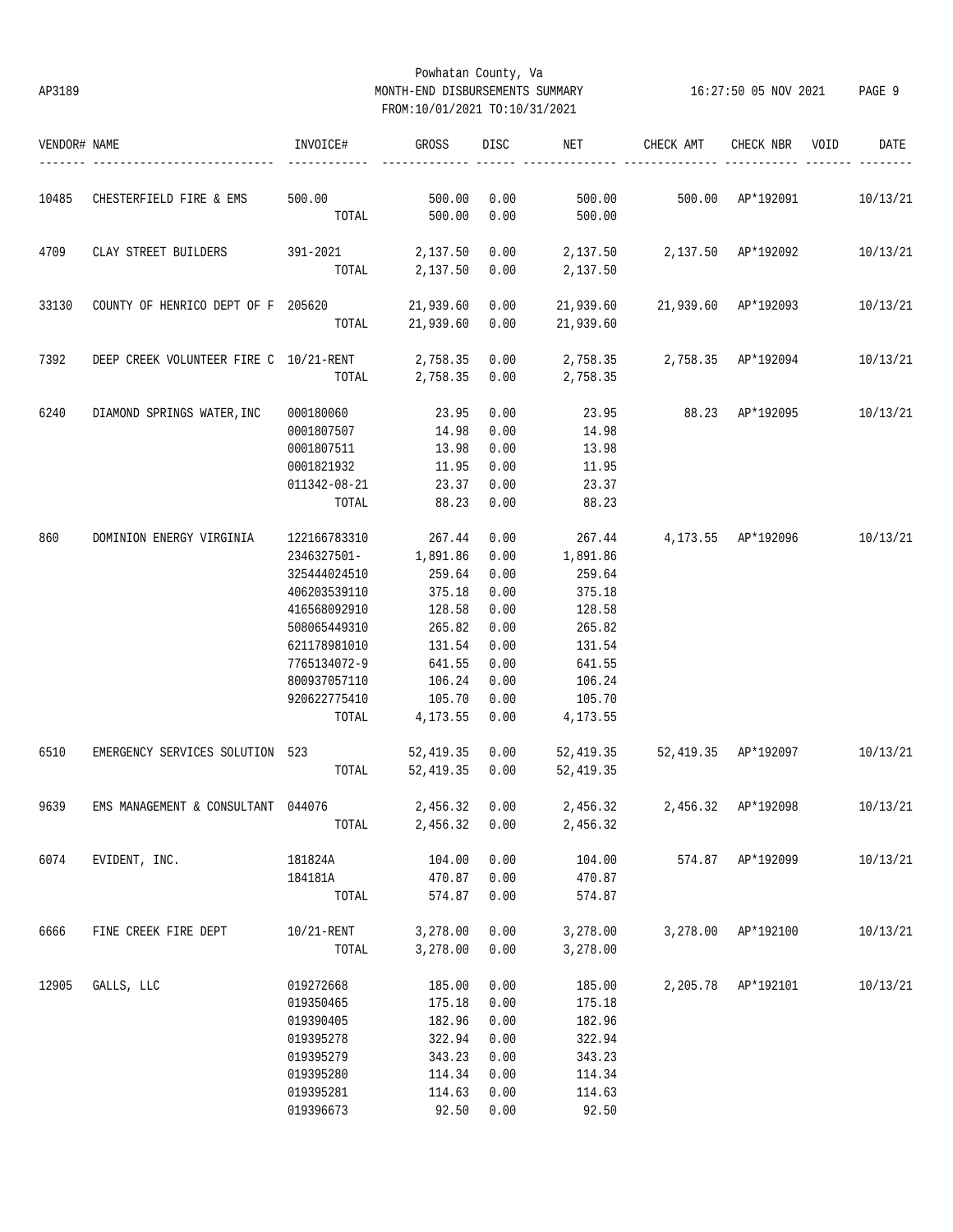Powhatan County, Va
AP3189 MONTH-END DISBURSEMENTS SUMMARY 16:27:50 05 NOV 2021 PAGE 9
FROM:10/01/2021 TO:10/31/2021

| VENDOR# | NAME | INVOICE# | GROSS | DISC | NET | CHECK AMT | CHECK NBR | VOID | DATE |
|---|---|---|---|---|---|---|---|---|---|
| 10485 | CHESTERFIELD FIRE & EMS | 500.00 | 500.00 | 0.00 | 500.00 | 500.00 | AP*192091 | | 10/13/21 |
| | | TOTAL | 500.00 | 0.00 | 500.00 | | | | |
| 4709 | CLAY STREET BUILDERS | 391-2021 | 2,137.50 | 0.00 | 2,137.50 | 2,137.50 | AP*192092 | | 10/13/21 |
| | | TOTAL | 2,137.50 | 0.00 | 2,137.50 | | | | |
| 33130 | COUNTY OF HENRICO DEPT OF F | 205620 | 21,939.60 | 0.00 | 21,939.60 | 21,939.60 | AP*192093 | | 10/13/21 |
| | | TOTAL | 21,939.60 | 0.00 | 21,939.60 | | | | |
| 7392 | DEEP CREEK VOLUNTEER FIRE C | 10/21-RENT | 2,758.35 | 0.00 | 2,758.35 | 2,758.35 | AP*192094 | | 10/13/21 |
| | | TOTAL | 2,758.35 | 0.00 | 2,758.35 | | | | |
| 6240 | DIAMOND SPRINGS WATER,INC | 000180060 | 23.95 | 0.00 | 23.95 | 88.23 | AP*192095 | | 10/13/21 |
| | | 0001807507 | 14.98 | 0.00 | 14.98 | | | | |
| | | 0001807511 | 13.98 | 0.00 | 13.98 | | | | |
| | | 0001821932 | 11.95 | 0.00 | 11.95 | | | | |
| | | 011342-08-21 | 23.37 | 0.00 | 23.37 | | | | |
| | | TOTAL | 88.23 | 0.00 | 88.23 | | | | |
| 860 | DOMINION ENERGY VIRGINIA | 122166783310 | 267.44 | 0.00 | 267.44 | 4,173.55 | AP*192096 | | 10/13/21 |
| | | 2346327501- | 1,891.86 | 0.00 | 1,891.86 | | | | |
| | | 325444024510 | 259.64 | 0.00 | 259.64 | | | | |
| | | 406203539110 | 375.18 | 0.00 | 375.18 | | | | |
| | | 416568092910 | 128.58 | 0.00 | 128.58 | | | | |
| | | 508065449310 | 265.82 | 0.00 | 265.82 | | | | |
| | | 621178981010 | 131.54 | 0.00 | 131.54 | | | | |
| | | 7765134072-9 | 641.55 | 0.00 | 641.55 | | | | |
| | | 800937057110 | 106.24 | 0.00 | 106.24 | | | | |
| | | 920622775410 | 105.70 | 0.00 | 105.70 | | | | |
| | | TOTAL | 4,173.55 | 0.00 | 4,173.55 | | | | |
| 6510 | EMERGENCY SERVICES SOLUTION | 523 | 52,419.35 | 0.00 | 52,419.35 | 52,419.35 | AP*192097 | | 10/13/21 |
| | | TOTAL | 52,419.35 | 0.00 | 52,419.35 | | | | |
| 9639 | EMS MANAGEMENT & CONSULTANT | 044076 | 2,456.32 | 0.00 | 2,456.32 | 2,456.32 | AP*192098 | | 10/13/21 |
| | | TOTAL | 2,456.32 | 0.00 | 2,456.32 | | | | |
| 6074 | EVIDENT, INC. | 181824A | 104.00 | 0.00 | 104.00 | 574.87 | AP*192099 | | 10/13/21 |
| | | 184181A | 470.87 | 0.00 | 470.87 | | | | |
| | | TOTAL | 574.87 | 0.00 | 574.87 | | | | |
| 6666 | FINE CREEK FIRE DEPT | 10/21-RENT | 3,278.00 | 0.00 | 3,278.00 | 3,278.00 | AP*192100 | | 10/13/21 |
| | | TOTAL | 3,278.00 | 0.00 | 3,278.00 | | | | |
| 12905 | GALLS, LLC | 019272668 | 185.00 | 0.00 | 185.00 | 2,205.78 | AP*192101 | | 10/13/21 |
| | | 019350465 | 175.18 | 0.00 | 175.18 | | | | |
| | | 019390405 | 182.96 | 0.00 | 182.96 | | | | |
| | | 019395278 | 322.94 | 0.00 | 322.94 | | | | |
| | | 019395279 | 343.23 | 0.00 | 343.23 | | | | |
| | | 019395280 | 114.34 | 0.00 | 114.34 | | | | |
| | | 019395281 | 114.63 | 0.00 | 114.63 | | | | |
| | | 019396673 | 92.50 | 0.00 | 92.50 | | | | |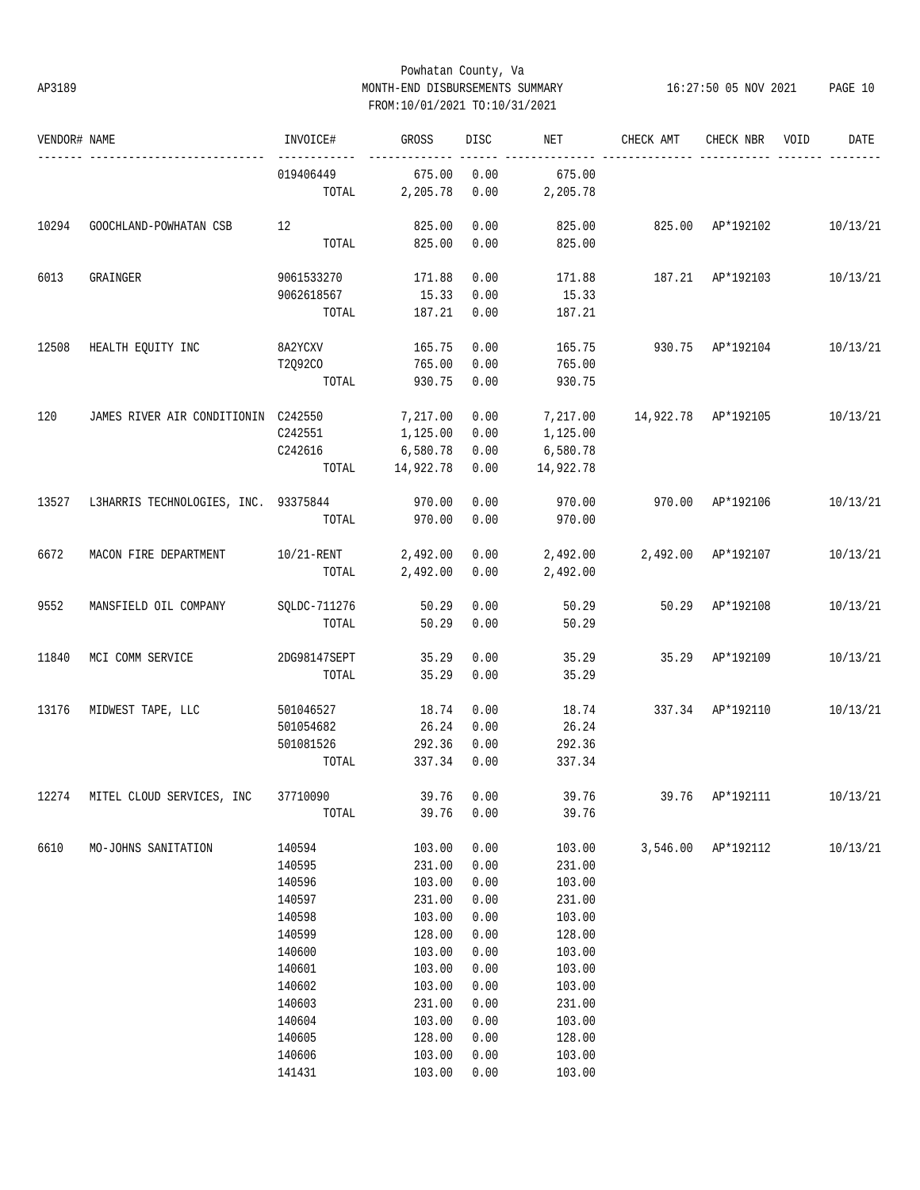Powhatan County, Va

AP3189 MONTH-END DISBURSEMENTS SUMMARY 16:27:50 05 NOV 2021

FROM:10/01/2021 TO:10/31/2021

| VENDOR# | NAME | INVOICE# | GROSS | DISC | NET | CHECK AMT | CHECK NBR | VOID | DATE |
|---|---|---|---|---|---|---|---|---|---|
| | | 019406449 | 675.00 | 0.00 | 675.00 | | | | |
| | | TOTAL | 2,205.78 | 0.00 | 2,205.78 | | | | |
| 10294 | GOOCHLAND-POWHATAN CSB | 12 | 825.00 | 0.00 | 825.00 | 825.00 | AP*192102 | | 10/13/21 |
| | | TOTAL | 825.00 | 0.00 | 825.00 | | | | |
| 6013 | GRAINGER | 9061533270 | 171.88 | 0.00 | 171.88 | 187.21 | AP*192103 | | 10/13/21 |
| | | 9062618567 | 15.33 | 0.00 | 15.33 | | | | |
| | | TOTAL | 187.21 | 0.00 | 187.21 | | | | |
| 12508 | HEALTH EQUITY INC | 8A2YCXV | 165.75 | 0.00 | 165.75 | 930.75 | AP*192104 | | 10/13/21 |
| | | T2Q92CO | 765.00 | 0.00 | 765.00 | | | | |
| | | TOTAL | 930.75 | 0.00 | 930.75 | | | | |
| 120 | JAMES RIVER AIR CONDITIONIN | C242550 | 7,217.00 | 0.00 | 7,217.00 | 14,922.78 | AP*192105 | | 10/13/21 |
| | | C242551 | 1,125.00 | 0.00 | 1,125.00 | | | | |
| | | C242616 | 6,580.78 | 0.00 | 6,580.78 | | | | |
| | | TOTAL | 14,922.78 | 0.00 | 14,922.78 | | | | |
| 13527 | L3HARRIS TECHNOLOGIES, INC. | 93375844 | 970.00 | 0.00 | 970.00 | 970.00 | AP*192106 | | 10/13/21 |
| | | TOTAL | 970.00 | 0.00 | 970.00 | | | | |
| 6672 | MACON FIRE DEPARTMENT | 10/21-RENT | 2,492.00 | 0.00 | 2,492.00 | 2,492.00 | AP*192107 | | 10/13/21 |
| | | TOTAL | 2,492.00 | 0.00 | 2,492.00 | | | | |
| 9552 | MANSFIELD OIL COMPANY | SQLDC-711276 | 50.29 | 0.00 | 50.29 | 50.29 | AP*192108 | | 10/13/21 |
| | | TOTAL | 50.29 | 0.00 | 50.29 | | | | |
| 11840 | MCI COMM SERVICE | 2DG98147SEPT | 35.29 | 0.00 | 35.29 | 35.29 | AP*192109 | | 10/13/21 |
| | | TOTAL | 35.29 | 0.00 | 35.29 | | | | |
| 13176 | MIDWEST TAPE, LLC | 501046527 | 18.74 | 0.00 | 18.74 | 337.34 | AP*192110 | | 10/13/21 |
| | | 501054682 | 26.24 | 0.00 | 26.24 | | | | |
| | | 501081526 | 292.36 | 0.00 | 292.36 | | | | |
| | | TOTAL | 337.34 | 0.00 | 337.34 | | | | |
| 12274 | MITEL CLOUD SERVICES, INC | 37710090 | 39.76 | 0.00 | 39.76 | 39.76 | AP*192111 | | 10/13/21 |
| | | TOTAL | 39.76 | 0.00 | 39.76 | | | | |
| 6610 | MO-JOHNS SANITATION | 140594 | 103.00 | 0.00 | 103.00 | 3,546.00 | AP*192112 | | 10/13/21 |
| | | 140595 | 231.00 | 0.00 | 231.00 | | | | |
| | | 140596 | 103.00 | 0.00 | 103.00 | | | | |
| | | 140597 | 231.00 | 0.00 | 231.00 | | | | |
| | | 140598 | 103.00 | 0.00 | 103.00 | | | | |
| | | 140599 | 128.00 | 0.00 | 128.00 | | | | |
| | | 140600 | 103.00 | 0.00 | 103.00 | | | | |
| | | 140601 | 103.00 | 0.00 | 103.00 | | | | |
| | | 140602 | 103.00 | 0.00 | 103.00 | | | | |
| | | 140603 | 231.00 | 0.00 | 231.00 | | | | |
| | | 140604 | 103.00 | 0.00 | 103.00 | | | | |
| | | 140605 | 128.00 | 0.00 | 128.00 | | | | |
| | | 140606 | 103.00 | 0.00 | 103.00 | | | | |
| | | 141431 | 103.00 | 0.00 | 103.00 | | | | |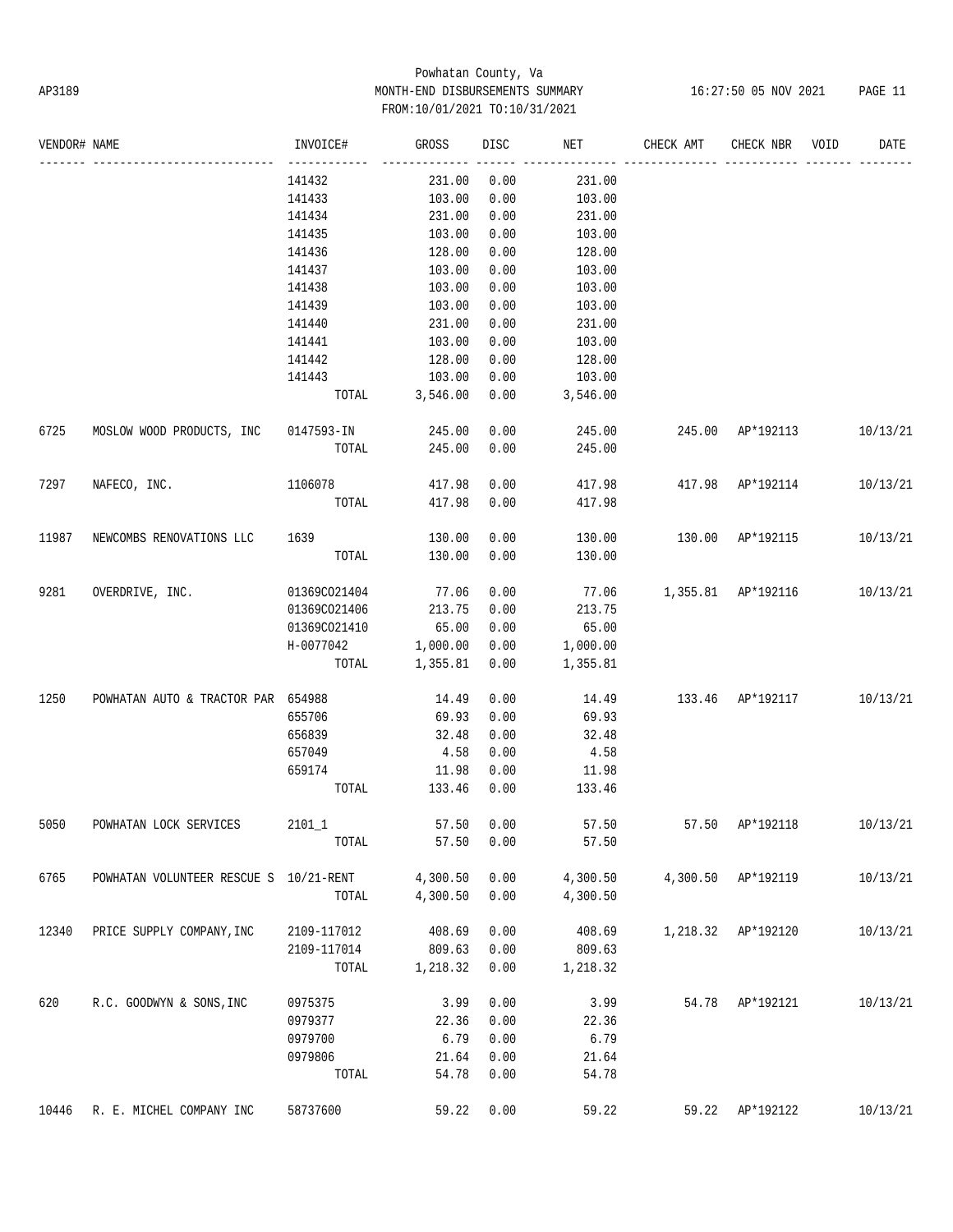Powhatan County, Va
AP3189 MONTH-END DISBURSEMENTS SUMMARY 16:27:50 05 NOV 2021 PAGE 11
FROM:10/01/2021 TO:10/31/2021

| VENDOR# | NAME | INVOICE# | GROSS | DISC | NET | CHECK AMT | CHECK NBR | VOID | DATE |
|---|---|---|---|---|---|---|---|---|---|
| | | 141432 | 231.00 | 0.00 | 231.00 | | | | |
| | | 141433 | 103.00 | 0.00 | 103.00 | | | | |
| | | 141434 | 231.00 | 0.00 | 231.00 | | | | |
| | | 141435 | 103.00 | 0.00 | 103.00 | | | | |
| | | 141436 | 128.00 | 0.00 | 128.00 | | | | |
| | | 141437 | 103.00 | 0.00 | 103.00 | | | | |
| | | 141438 | 103.00 | 0.00 | 103.00 | | | | |
| | | 141439 | 103.00 | 0.00 | 103.00 | | | | |
| | | 141440 | 231.00 | 0.00 | 231.00 | | | | |
| | | 141441 | 103.00 | 0.00 | 103.00 | | | | |
| | | 141442 | 128.00 | 0.00 | 128.00 | | | | |
| | | 141443 | 103.00 | 0.00 | 103.00 | | | | |
| | | TOTAL | 3,546.00 | 0.00 | 3,546.00 | | | | |
| 6725 | MOSLOW WOOD PRODUCTS, INC | 0147593-IN | 245.00 | 0.00 | 245.00 | 245.00 | AP*192113 | | 10/13/21 |
| | | TOTAL | 245.00 | 0.00 | 245.00 | | | | |
| 7297 | NAFECO, INC. | 1106078 | 417.98 | 0.00 | 417.98 | 417.98 | AP*192114 | | 10/13/21 |
| | | TOTAL | 417.98 | 0.00 | 417.98 | | | | |
| 11987 | NEWCOMBS RENOVATIONS LLC | 1639 | 130.00 | 0.00 | 130.00 | 130.00 | AP*192115 | | 10/13/21 |
| | | TOTAL | 130.00 | 0.00 | 130.00 | | | | |
| 9281 | OVERDRIVE, INC. | 01369CO21404 | 77.06 | 0.00 | 77.06 | 1,355.81 | AP*192116 | | 10/13/21 |
| | | 01369CO21406 | 213.75 | 0.00 | 213.75 | | | | |
| | | 01369CO21410 | 65.00 | 0.00 | 65.00 | | | | |
| | | H-0077042 | 1,000.00 | 0.00 | 1,000.00 | | | | |
| | | TOTAL | 1,355.81 | 0.00 | 1,355.81 | | | | |
| 1250 | POWHATAN AUTO & TRACTOR PAR | 654988 | 14.49 | 0.00 | 14.49 | 133.46 | AP*192117 | | 10/13/21 |
| | | 655706 | 69.93 | 0.00 | 69.93 | | | | |
| | | 656839 | 32.48 | 0.00 | 32.48 | | | | |
| | | 657049 | 4.58 | 0.00 | 4.58 | | | | |
| | | 659174 | 11.98 | 0.00 | 11.98 | | | | |
| | | TOTAL | 133.46 | 0.00 | 133.46 | | | | |
| 5050 | POWHATAN LOCK SERVICES | 2101_1 | 57.50 | 0.00 | 57.50 | 57.50 | AP*192118 | | 10/13/21 |
| | | TOTAL | 57.50 | 0.00 | 57.50 | | | | |
| 6765 | POWHATAN VOLUNTEER RESCUE S | 10/21-RENT | 4,300.50 | 0.00 | 4,300.50 | 4,300.50 | AP*192119 | | 10/13/21 |
| | | TOTAL | 4,300.50 | 0.00 | 4,300.50 | | | | |
| 12340 | PRICE SUPPLY COMPANY,INC | 2109-117012 | 408.69 | 0.00 | 408.69 | 1,218.32 | AP*192120 | | 10/13/21 |
| | | 2109-117014 | 809.63 | 0.00 | 809.63 | | | | |
| | | TOTAL | 1,218.32 | 0.00 | 1,218.32 | | | | |
| 620 | R.C. GOODWYN & SONS,INC | 0975375 | 3.99 | 0.00 | 3.99 | 54.78 | AP*192121 | | 10/13/21 |
| | | 0979377 | 22.36 | 0.00 | 22.36 | | | | |
| | | 0979700 | 6.79 | 0.00 | 6.79 | | | | |
| | | 0979806 | 21.64 | 0.00 | 21.64 | | | | |
| | | TOTAL | 54.78 | 0.00 | 54.78 | | | | |
| 10446 | R. E. MICHEL COMPANY INC | 58737600 | 59.22 | 0.00 | 59.22 | 59.22 | AP*192122 | | 10/13/21 |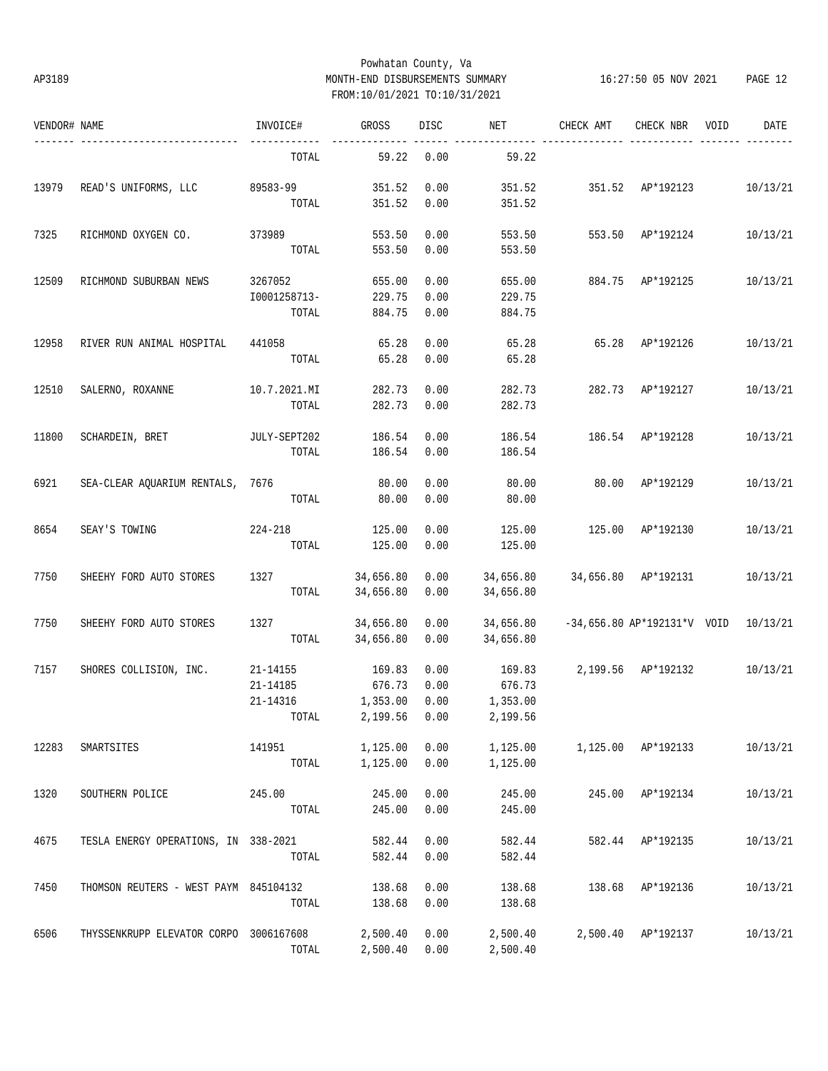Powhatan County, Va
AP3189 MONTH-END DISBURSEMENTS SUMMARY
FROM:10/01/2021 TO:10/31/2021

| VENDOR# | NAME | INVOICE# | GROSS | DISC | NET | CHECK AMT | CHECK NBR | VOID | DATE |
|---|---|---|---|---|---|---|---|---|---|
| | | TOTAL | 59.22 | 0.00 | 59.22 | | | | |
| 13979 | READ'S UNIFORMS, LLC | 89583-99 | 351.52 | 0.00 | 351.52 | 351.52 | AP*192123 | | 10/13/21 |
| | | TOTAL | 351.52 | 0.00 | 351.52 | | | | |
| 7325 | RICHMOND OXYGEN CO. | 373989 | 553.50 | 0.00 | 553.50 | 553.50 | AP*192124 | | 10/13/21 |
| | | TOTAL | 553.50 | 0.00 | 553.50 | | | | |
| 12509 | RICHMOND SUBURBAN NEWS | 3267052 | 655.00 | 0.00 | 655.00 | 884.75 | AP*192125 | | 10/13/21 |
| | | I0001258713- | 229.75 | 0.00 | 229.75 | | | | |
| | | TOTAL | 884.75 | 0.00 | 884.75 | | | | |
| 12958 | RIVER RUN ANIMAL HOSPITAL | 441058 | 65.28 | 0.00 | 65.28 | 65.28 | AP*192126 | | 10/13/21 |
| | | TOTAL | 65.28 | 0.00 | 65.28 | | | | |
| 12510 | SALERNO, ROXANNE | 10.7.2021.MI | 282.73 | 0.00 | 282.73 | 282.73 | AP*192127 | | 10/13/21 |
| | | TOTAL | 282.73 | 0.00 | 282.73 | | | | |
| 11800 | SCHARDEIN, BRET | JULY-SEPT202 | 186.54 | 0.00 | 186.54 | 186.54 | AP*192128 | | 10/13/21 |
| | | TOTAL | 186.54 | 0.00 | 186.54 | | | | |
| 6921 | SEA-CLEAR AQUARIUM RENTALS, | 7676 | 80.00 | 0.00 | 80.00 | 80.00 | AP*192129 | | 10/13/21 |
| | | TOTAL | 80.00 | 0.00 | 80.00 | | | | |
| 8654 | SEAY'S TOWING | 224-218 | 125.00 | 0.00 | 125.00 | 125.00 | AP*192130 | | 10/13/21 |
| | | TOTAL | 125.00 | 0.00 | 125.00 | | | | |
| 7750 | SHEEHY FORD AUTO STORES | 1327 | 34,656.80 | 0.00 | 34,656.80 | 34,656.80 | AP*192131 | | 10/13/21 |
| | | TOTAL | 34,656.80 | 0.00 | 34,656.80 | | | | |
| 7750 | SHEEHY FORD AUTO STORES | 1327 | 34,656.80 | 0.00 | 34,656.80 | -34,656.80 | AP*192131*V | VOID | 10/13/21 |
| | | TOTAL | 34,656.80 | 0.00 | 34,656.80 | | | | |
| 7157 | SHORES COLLISION, INC. | 21-14155 | 169.83 | 0.00 | 169.83 | 2,199.56 | AP*192132 | | 10/13/21 |
| | | 21-14185 | 676.73 | 0.00 | 676.73 | | | | |
| | | 21-14316 | 1,353.00 | 0.00 | 1,353.00 | | | | |
| | | TOTAL | 2,199.56 | 0.00 | 2,199.56 | | | | |
| 12283 | SMARTSITES | 141951 | 1,125.00 | 0.00 | 1,125.00 | 1,125.00 | AP*192133 | | 10/13/21 |
| | | TOTAL | 1,125.00 | 0.00 | 1,125.00 | | | | |
| 1320 | SOUTHERN POLICE | 245.00 | 245.00 | 0.00 | 245.00 | 245.00 | AP*192134 | | 10/13/21 |
| | | TOTAL | 245.00 | 0.00 | 245.00 | | | | |
| 4675 | TESLA ENERGY OPERATIONS, IN | 338-2021 | 582.44 | 0.00 | 582.44 | 582.44 | AP*192135 | | 10/13/21 |
| | | TOTAL | 582.44 | 0.00 | 582.44 | | | | |
| 7450 | THOMSON REUTERS - WEST PAYM | 845104132 | 138.68 | 0.00 | 138.68 | 138.68 | AP*192136 | | 10/13/21 |
| | | TOTAL | 138.68 | 0.00 | 138.68 | | | | |
| 6506 | THYSSENKRUPP ELEVATOR CORPO | 3006167608 | 2,500.40 | 0.00 | 2,500.40 | 2,500.40 | AP*192137 | | 10/13/21 |
| | | TOTAL | 2,500.40 | 0.00 | 2,500.40 | | | | |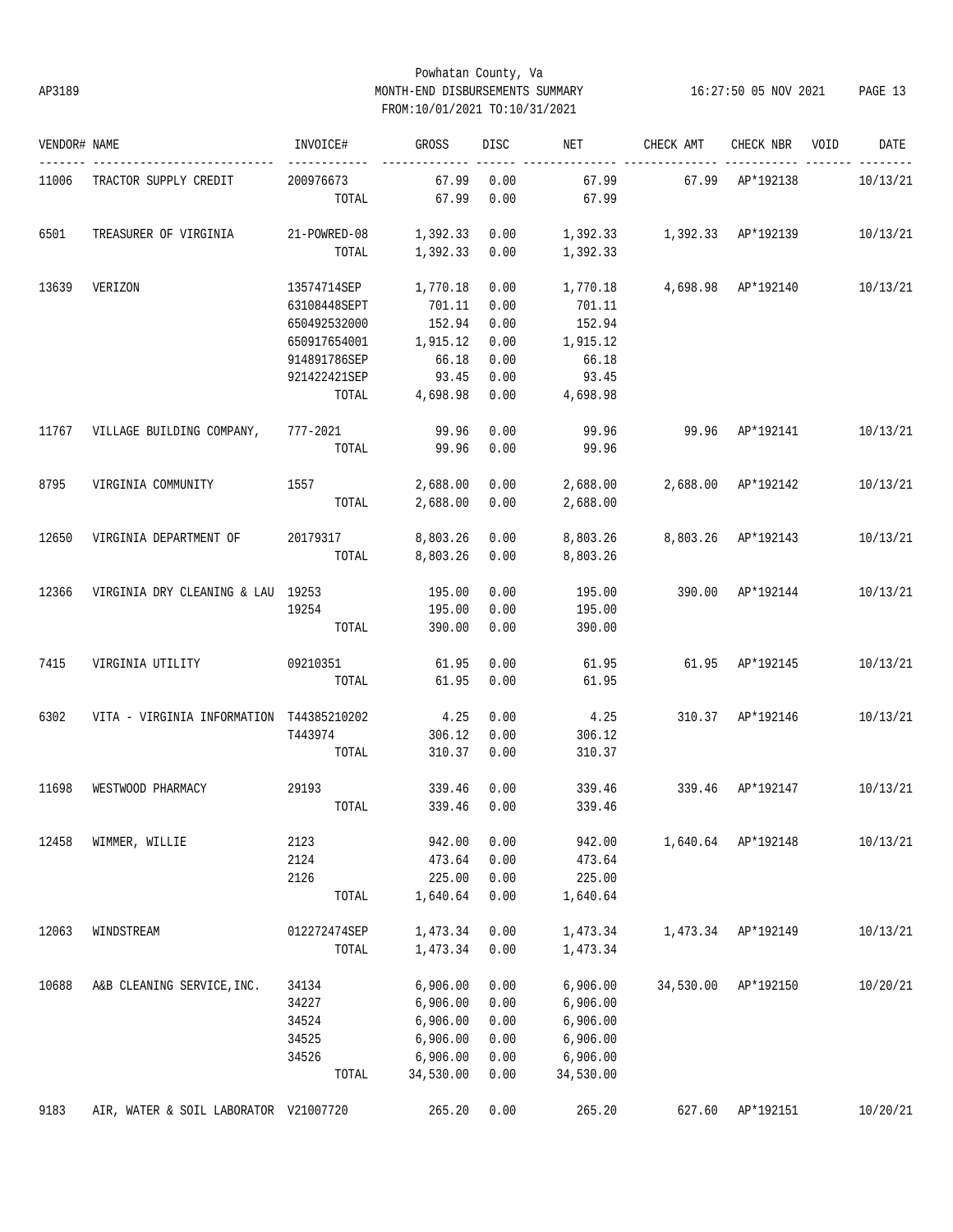Powhatan County, Va
AP3189 MONTH-END DISBURSEMENTS SUMMARY 16:27:50 05 NOV 2021
FROM:10/01/2021 TO:10/31/2021

| VENDOR# | NAME | INVOICE# | GROSS | DISC | NET | CHECK AMT | CHECK NBR | VOID | DATE |
|---|---|---|---|---|---|---|---|---|---|
| 11006 | TRACTOR SUPPLY CREDIT | 200976673 | 67.99 | 0.00 | 67.99 | 67.99 | AP*192138 | | 10/13/21 |
| | | TOTAL | 67.99 | 0.00 | 67.99 | | | | |
| 6501 | TREASURER OF VIRGINIA | 21-POWRED-08 | 1,392.33 | 0.00 | 1,392.33 | 1,392.33 | AP*192139 | | 10/13/21 |
| | | TOTAL | 1,392.33 | 0.00 | 1,392.33 | | | | |
| 13639 | VERIZON | 13574714SEP | 1,770.18 | 0.00 | 1,770.18 | 4,698.98 | AP*192140 | | 10/13/21 |
| | | 63108448SEPT | 701.11 | 0.00 | 701.11 | | | | |
| | | 650492532000 | 152.94 | 0.00 | 152.94 | | | | |
| | | 650917654001 | 1,915.12 | 0.00 | 1,915.12 | | | | |
| | | 914891786SEP | 66.18 | 0.00 | 66.18 | | | | |
| | | 921422421SEP | 93.45 | 0.00 | 93.45 | | | | |
| | | TOTAL | 4,698.98 | 0.00 | 4,698.98 | | | | |
| 11767 | VILLAGE BUILDING COMPANY, | 777-2021 | 99.96 | 0.00 | 99.96 | 99.96 | AP*192141 | | 10/13/21 |
| | | TOTAL | 99.96 | 0.00 | 99.96 | | | | |
| 8795 | VIRGINIA COMMUNITY | 1557 | 2,688.00 | 0.00 | 2,688.00 | 2,688.00 | AP*192142 | | 10/13/21 |
| | | TOTAL | 2,688.00 | 0.00 | 2,688.00 | | | | |
| 12650 | VIRGINIA DEPARTMENT OF | 20179317 | 8,803.26 | 0.00 | 8,803.26 | 8,803.26 | AP*192143 | | 10/13/21 |
| | | TOTAL | 8,803.26 | 0.00 | 8,803.26 | | | | |
| 12366 | VIRGINIA DRY CLEANING & LAU | 19253 | 195.00 | 0.00 | 195.00 | 390.00 | AP*192144 | | 10/13/21 |
| | | 19254 | 195.00 | 0.00 | 195.00 | | | | |
| | | TOTAL | 390.00 | 0.00 | 390.00 | | | | |
| 7415 | VIRGINIA UTILITY | 09210351 | 61.95 | 0.00 | 61.95 | 61.95 | AP*192145 | | 10/13/21 |
| | | TOTAL | 61.95 | 0.00 | 61.95 | | | | |
| 6302 | VITA - VIRGINIA INFORMATION | T44385210202 | 4.25 | 0.00 | 4.25 | 310.37 | AP*192146 | | 10/13/21 |
| | | T443974 | 306.12 | 0.00 | 306.12 | | | | |
| | | TOTAL | 310.37 | 0.00 | 310.37 | | | | |
| 11698 | WESTWOOD PHARMACY | 29193 | 339.46 | 0.00 | 339.46 | 339.46 | AP*192147 | | 10/13/21 |
| | | TOTAL | 339.46 | 0.00 | 339.46 | | | | |
| 12458 | WIMMER, WILLIE | 2123 | 942.00 | 0.00 | 942.00 | 1,640.64 | AP*192148 | | 10/13/21 |
| | | 2124 | 473.64 | 0.00 | 473.64 | | | | |
| | | 2126 | 225.00 | 0.00 | 225.00 | | | | |
| | | TOTAL | 1,640.64 | 0.00 | 1,640.64 | | | | |
| 12063 | WINDSTREAM | 012272474SEP | 1,473.34 | 0.00 | 1,473.34 | 1,473.34 | AP*192149 | | 10/13/21 |
| | | TOTAL | 1,473.34 | 0.00 | 1,473.34 | | | | |
| 10688 | A&B CLEANING SERVICE,INC. | 34134 | 6,906.00 | 0.00 | 6,906.00 | 34,530.00 | AP*192150 | | 10/20/21 |
| | | 34227 | 6,906.00 | 0.00 | 6,906.00 | | | | |
| | | 34524 | 6,906.00 | 0.00 | 6,906.00 | | | | |
| | | 34525 | 6,906.00 | 0.00 | 6,906.00 | | | | |
| | | 34526 | 6,906.00 | 0.00 | 6,906.00 | | | | |
| | | TOTAL | 34,530.00 | 0.00 | 34,530.00 | | | | |
| 9183 | AIR, WATER & SOIL LABORATOR | V21007720 | 265.20 | 0.00 | 265.20 | 627.60 | AP*192151 | | 10/20/21 |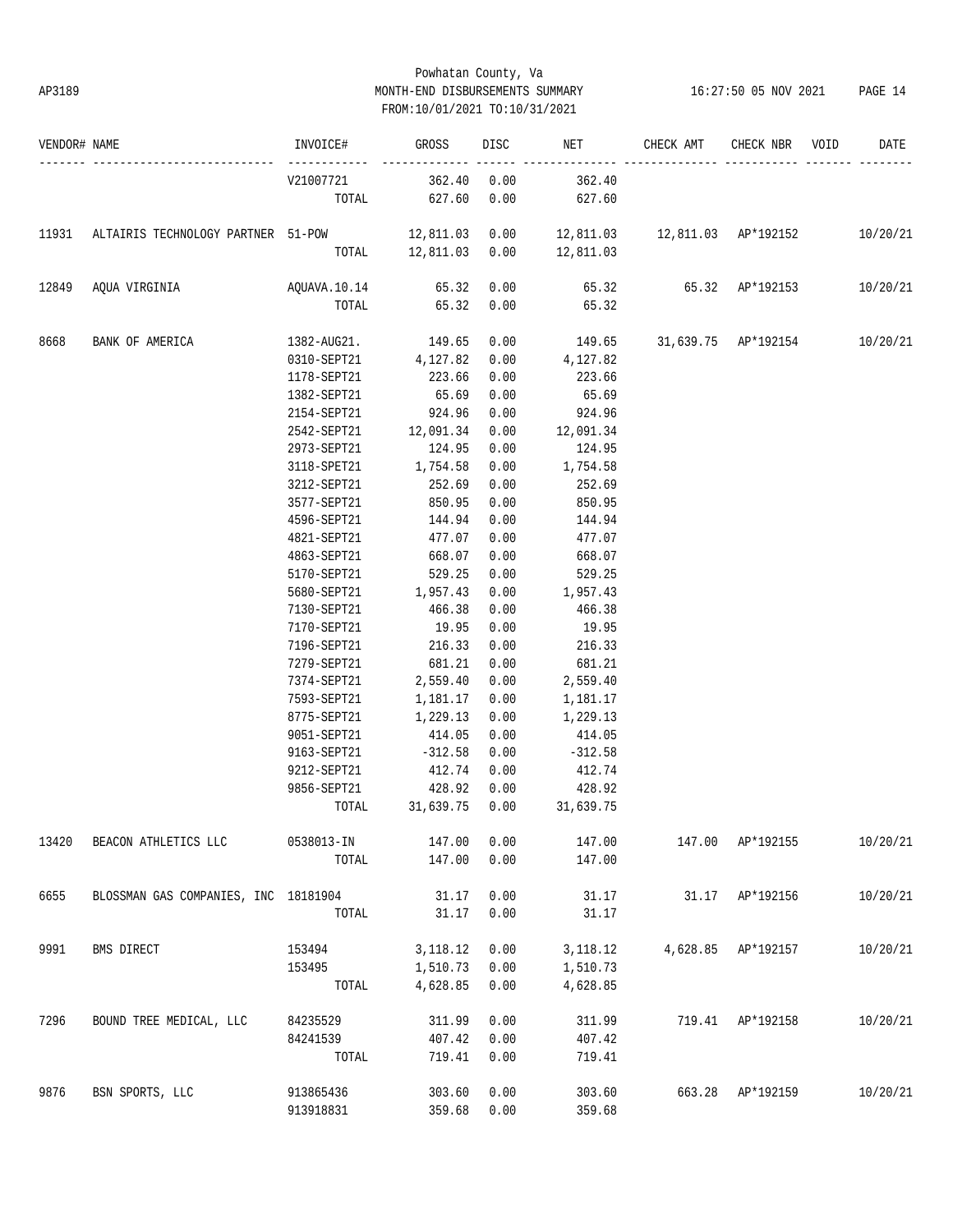Powhatan County, Va
MONTH-END DISBURSEMENTS SUMMARY
FROM:10/01/2021 TO:10/31/2021

AP3189 16:27:50 05 NOV 2021

| VENDOR# | NAME | INVOICE# | GROSS | DISC | NET | CHECK AMT | CHECK NBR | VOID | DATE |
|---|---|---|---|---|---|---|---|---|---|
| | | V21007721 | 362.40 | 0.00 | 362.40 | | | | |
| | | TOTAL | 627.60 | 0.00 | 627.60 | | | | |
| 11931 | ALTAIRIS TECHNOLOGY PARTNER | 51-POW | 12,811.03 | 0.00 | 12,811.03 | 12,811.03 | AP*192152 | | 10/20/21 |
| | | TOTAL | 12,811.03 | 0.00 | 12,811.03 | | | | |
| 12849 | AQUA VIRGINIA | AQUAVA.10.14 | 65.32 | 0.00 | 65.32 | 65.32 | AP*192153 | | 10/20/21 |
| | | TOTAL | 65.32 | 0.00 | 65.32 | | | | |
| 8668 | BANK OF AMERICA | 1382-AUG21. | 149.65 | 0.00 | 149.65 | 31,639.75 | AP*192154 | | 10/20/21 |
| | | 0310-SEPT21 | 4,127.82 | 0.00 | 4,127.82 | | | | |
| | | 1178-SEPT21 | 223.66 | 0.00 | 223.66 | | | | |
| | | 1382-SEPT21 | 65.69 | 0.00 | 65.69 | | | | |
| | | 2154-SEPT21 | 924.96 | 0.00 | 924.96 | | | | |
| | | 2542-SEPT21 | 12,091.34 | 0.00 | 12,091.34 | | | | |
| | | 2973-SEPT21 | 124.95 | 0.00 | 124.95 | | | | |
| | | 3118-SPET21 | 1,754.58 | 0.00 | 1,754.58 | | | | |
| | | 3212-SEPT21 | 252.69 | 0.00 | 252.69 | | | | |
| | | 3577-SEPT21 | 850.95 | 0.00 | 850.95 | | | | |
| | | 4596-SEPT21 | 144.94 | 0.00 | 144.94 | | | | |
| | | 4821-SEPT21 | 477.07 | 0.00 | 477.07 | | | | |
| | | 4863-SEPT21 | 668.07 | 0.00 | 668.07 | | | | |
| | | 5170-SEPT21 | 529.25 | 0.00 | 529.25 | | | | |
| | | 5680-SEPT21 | 1,957.43 | 0.00 | 1,957.43 | | | | |
| | | 7130-SEPT21 | 466.38 | 0.00 | 466.38 | | | | |
| | | 7170-SEPT21 | 19.95 | 0.00 | 19.95 | | | | |
| | | 7196-SEPT21 | 216.33 | 0.00 | 216.33 | | | | |
| | | 7279-SEPT21 | 681.21 | 0.00 | 681.21 | | | | |
| | | 7374-SEPT21 | 2,559.40 | 0.00 | 2,559.40 | | | | |
| | | 7593-SEPT21 | 1,181.17 | 0.00 | 1,181.17 | | | | |
| | | 8775-SEPT21 | 1,229.13 | 0.00 | 1,229.13 | | | | |
| | | 9051-SEPT21 | 414.05 | 0.00 | 414.05 | | | | |
| | | 9163-SEPT21 | -312.58 | 0.00 | -312.58 | | | | |
| | | 9212-SEPT21 | 412.74 | 0.00 | 412.74 | | | | |
| | | 9856-SEPT21 | 428.92 | 0.00 | 428.92 | | | | |
| | | TOTAL | 31,639.75 | 0.00 | 31,639.75 | | | | |
| 13420 | BEACON ATHLETICS LLC | 0538013-IN | 147.00 | 0.00 | 147.00 | 147.00 | AP*192155 | | 10/20/21 |
| | | TOTAL | 147.00 | 0.00 | 147.00 | | | | |
| 6655 | BLOSSMAN GAS COMPANIES, INC | 18181904 | 31.17 | 0.00 | 31.17 | 31.17 | AP*192156 | | 10/20/21 |
| | | TOTAL | 31.17 | 0.00 | 31.17 | | | | |
| 9991 | BMS DIRECT | 153494 | 3,118.12 | 0.00 | 3,118.12 | 4,628.85 | AP*192157 | | 10/20/21 |
| | | 153495 | 1,510.73 | 0.00 | 1,510.73 | | | | |
| | | TOTAL | 4,628.85 | 0.00 | 4,628.85 | | | | |
| 7296 | BOUND TREE MEDICAL, LLC | 84235529 | 311.99 | 0.00 | 311.99 | 719.41 | AP*192158 | | 10/20/21 |
| | | 84241539 | 407.42 | 0.00 | 407.42 | | | | |
| | | TOTAL | 719.41 | 0.00 | 719.41 | | | | |
| 9876 | BSN SPORTS, LLC | 913865436 | 303.60 | 0.00 | 303.60 | 663.28 | AP*192159 | | 10/20/21 |
| | | 913918831 | 359.68 | 0.00 | 359.68 | | | | |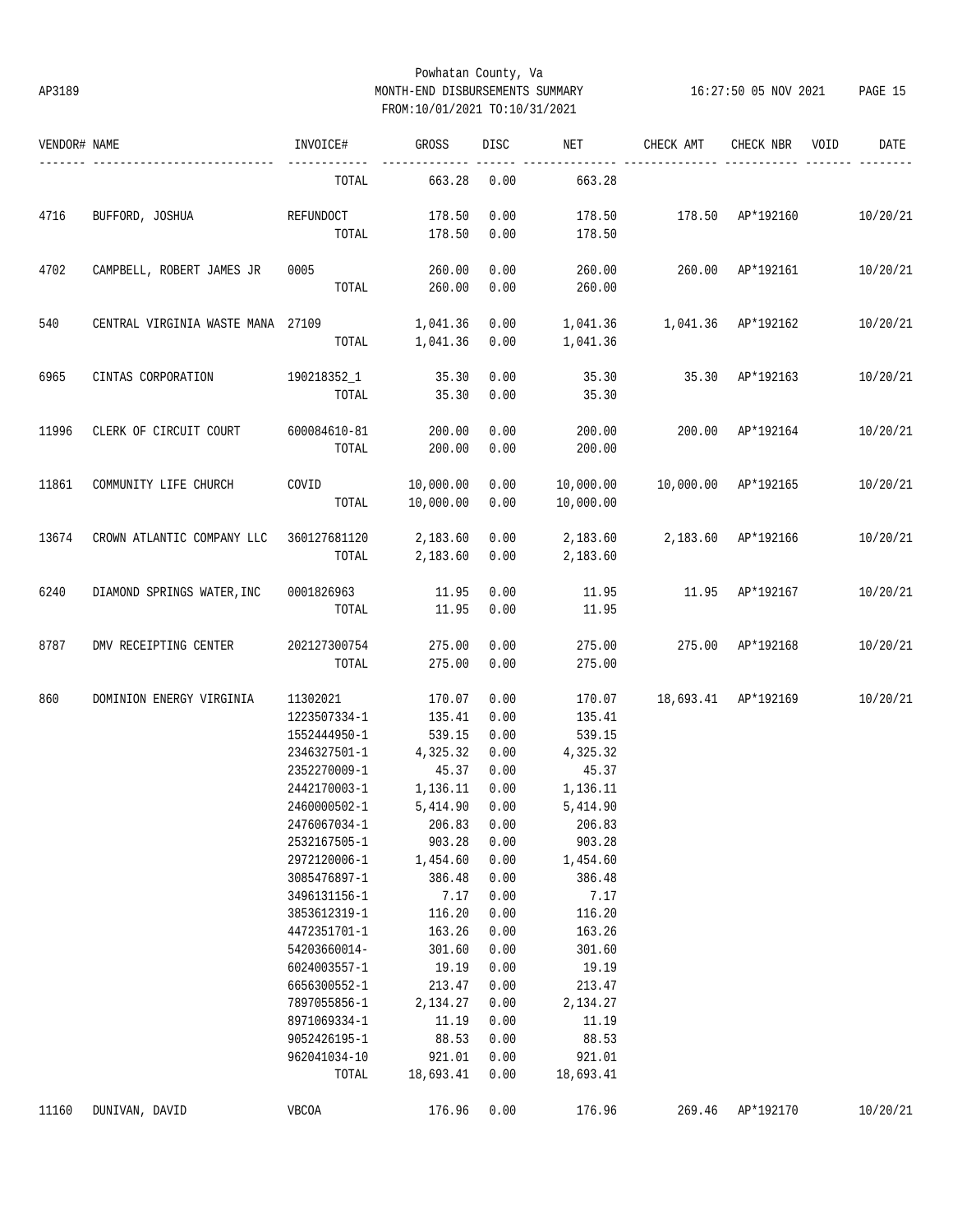Powhatan County, Va
MONTH-END DISBURSEMENTS SUMMARY
FROM:10/01/2021 TO:10/31/2021

AP3189 16:27:50 05 NOV 2021

| VENDOR# | NAME | INVOICE# | GROSS | DISC | NET | CHECK AMT | CHECK NBR | VOID | DATE |
|---|---|---|---|---|---|---|---|---|---|
| | | TOTAL | 663.28 | 0.00 | 663.28 | | | | |
| 4716 | BUFFORD, JOSHUA | REFUNDOCT | 178.50 | 0.00 | 178.50 | 178.50 | AP*192160 | | 10/20/21 |
| | | TOTAL | 178.50 | 0.00 | 178.50 | | | | |
| 4702 | CAMPBELL, ROBERT JAMES JR | 0005 | 260.00 | 0.00 | 260.00 | 260.00 | AP*192161 | | 10/20/21 |
| | | TOTAL | 260.00 | 0.00 | 260.00 | | | | |
| 540 | CENTRAL VIRGINIA WASTE MANA | 27109 | 1,041.36 | 0.00 | 1,041.36 | 1,041.36 | AP*192162 | | 10/20/21 |
| | | TOTAL | 1,041.36 | 0.00 | 1,041.36 | | | | |
| 6965 | CINTAS CORPORATION | 190218352_1 | 35.30 | 0.00 | 35.30 | 35.30 | AP*192163 | | 10/20/21 |
| | | TOTAL | 35.30 | 0.00 | 35.30 | | | | |
| 11996 | CLERK OF CIRCUIT COURT | 600084610-81 | 200.00 | 0.00 | 200.00 | 200.00 | AP*192164 | | 10/20/21 |
| | | TOTAL | 200.00 | 0.00 | 200.00 | | | | |
| 11861 | COMMUNITY LIFE CHURCH | COVID | 10,000.00 | 0.00 | 10,000.00 | 10,000.00 | AP*192165 | | 10/20/21 |
| | | TOTAL | 10,000.00 | 0.00 | 10,000.00 | | | | |
| 13674 | CROWN ATLANTIC COMPANY LLC | 360127681120 | 2,183.60 | 0.00 | 2,183.60 | 2,183.60 | AP*192166 | | 10/20/21 |
| | | TOTAL | 2,183.60 | 0.00 | 2,183.60 | | | | |
| 6240 | DIAMOND SPRINGS WATER,INC | 0001826963 | 11.95 | 0.00 | 11.95 | 11.95 | AP*192167 | | 10/20/21 |
| | | TOTAL | 11.95 | 0.00 | 11.95 | | | | |
| 8787 | DMV RECEIPTING CENTER | 202127300754 | 275.00 | 0.00 | 275.00 | 275.00 | AP*192168 | | 10/20/21 |
| | | TOTAL | 275.00 | 0.00 | 275.00 | | | | |
| 860 | DOMINION ENERGY VIRGINIA | 11302021 | 170.07 | 0.00 | 170.07 | 18,693.41 | AP*192169 | | 10/20/21 |
| | | 1223507334-1 | 135.41 | 0.00 | 135.41 | | | | |
| | | 1552444950-1 | 539.15 | 0.00 | 539.15 | | | | |
| | | 2346327501-1 | 4,325.32 | 0.00 | 4,325.32 | | | | |
| | | 2352270009-1 | 45.37 | 0.00 | 45.37 | | | | |
| | | 2442170003-1 | 1,136.11 | 0.00 | 1,136.11 | | | | |
| | | 2460000502-1 | 5,414.90 | 0.00 | 5,414.90 | | | | |
| | | 2476067034-1 | 206.83 | 0.00 | 206.83 | | | | |
| | | 2532167505-1 | 903.28 | 0.00 | 903.28 | | | | |
| | | 2972120006-1 | 1,454.60 | 0.00 | 1,454.60 | | | | |
| | | 3085476897-1 | 386.48 | 0.00 | 386.48 | | | | |
| | | 3496131156-1 | 7.17 | 0.00 | 7.17 | | | | |
| | | 3853612319-1 | 116.20 | 0.00 | 116.20 | | | | |
| | | 4472351701-1 | 163.26 | 0.00 | 163.26 | | | | |
| | | 54203660014- | 301.60 | 0.00 | 301.60 | | | | |
| | | 6024003557-1 | 19.19 | 0.00 | 19.19 | | | | |
| | | 6656300552-1 | 213.47 | 0.00 | 213.47 | | | | |
| | | 7897055856-1 | 2,134.27 | 0.00 | 2,134.27 | | | | |
| | | 8971069334-1 | 11.19 | 0.00 | 11.19 | | | | |
| | | 9052426195-1 | 88.53 | 0.00 | 88.53 | | | | |
| | | 962041034-10 | 921.01 | 0.00 | 921.01 | | | | |
| | | TOTAL | 18,693.41 | 0.00 | 18,693.41 | | | | |
| 11160 | DUNIVAN, DAVID | VBCOA | 176.96 | 0.00 | 176.96 | 269.46 | AP*192170 | | 10/20/21 |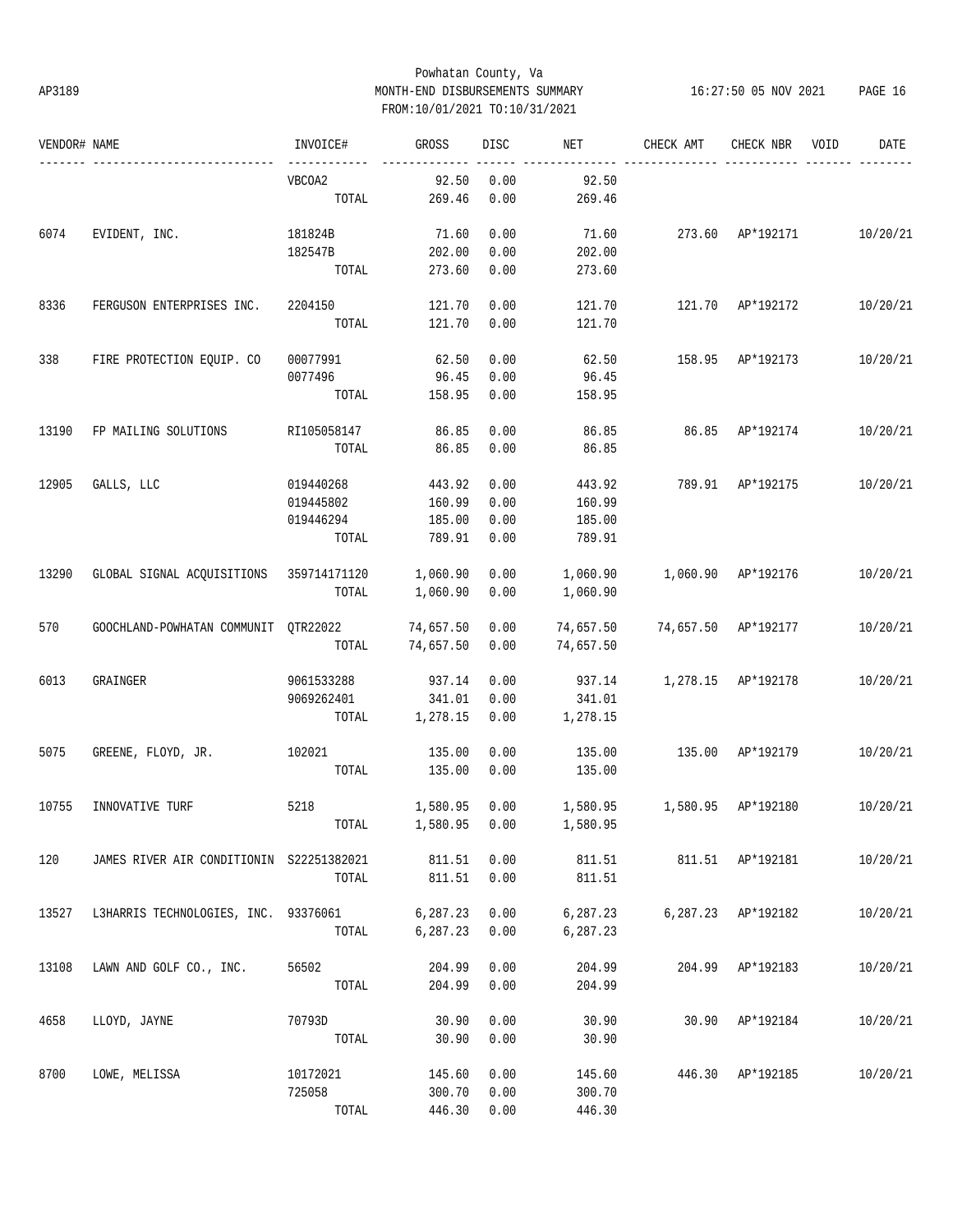Powhatan County, Va
MONTH-END DISBURSEMENTS SUMMARY
FROM:10/01/2021 TO:10/31/2021

AP3189 16:27:50 05 NOV 2021

| VENDOR# | NAME | INVOICE# | GROSS | DISC | NET | CHECK AMT | CHECK NBR | VOID | DATE |
|---|---|---|---|---|---|---|---|---|---|
| | | VBCOA2 | 92.50 | 0.00 | 92.50 | | | | |
| | | TOTAL | 269.46 | 0.00 | 269.46 | | | | |
| 6074 | EVIDENT, INC. | 181824B | 71.60 | 0.00 | 71.60 | 273.60 | AP*192171 | | 10/20/21 |
| | | 182547B | 202.00 | 0.00 | 202.00 | | | | |
| | | TOTAL | 273.60 | 0.00 | 273.60 | | | | |
| 8336 | FERGUSON ENTERPRISES INC. | 2204150 | 121.70 | 0.00 | 121.70 | 121.70 | AP*192172 | | 10/20/21 |
| | | TOTAL | 121.70 | 0.00 | 121.70 | | | | |
| 338 | FIRE PROTECTION EQUIP. CO | 00077991 | 62.50 | 0.00 | 62.50 | 158.95 | AP*192173 | | 10/20/21 |
| | | 0077496 | 96.45 | 0.00 | 96.45 | | | | |
| | | TOTAL | 158.95 | 0.00 | 158.95 | | | | |
| 13190 | FP MAILING SOLUTIONS | RI105058147 | 86.85 | 0.00 | 86.85 | 86.85 | AP*192174 | | 10/20/21 |
| | | TOTAL | 86.85 | 0.00 | 86.85 | | | | |
| 12905 | GALLS, LLC | 019440268 | 443.92 | 0.00 | 443.92 | 789.91 | AP*192175 | | 10/20/21 |
| | | 019445802 | 160.99 | 0.00 | 160.99 | | | | |
| | | 019446294 | 185.00 | 0.00 | 185.00 | | | | |
| | | TOTAL | 789.91 | 0.00 | 789.91 | | | | |
| 13290 | GLOBAL SIGNAL ACQUISITIONS | 359714171120 | 1,060.90 | 0.00 | 1,060.90 | 1,060.90 | AP*192176 | | 10/20/21 |
| | | TOTAL | 1,060.90 | 0.00 | 1,060.90 | | | | |
| 570 | GOOCHLAND-POWHATAN COMMUNIT | QTR22022 | 74,657.50 | 0.00 | 74,657.50 | 74,657.50 | AP*192177 | | 10/20/21 |
| | | TOTAL | 74,657.50 | 0.00 | 74,657.50 | | | | |
| 6013 | GRAINGER | 9061533288 | 937.14 | 0.00 | 937.14 | 1,278.15 | AP*192178 | | 10/20/21 |
| | | 9069262401 | 341.01 | 0.00 | 341.01 | | | | |
| | | TOTAL | 1,278.15 | 0.00 | 1,278.15 | | | | |
| 5075 | GREENE, FLOYD, JR. | 102021 | 135.00 | 0.00 | 135.00 | 135.00 | AP*192179 | | 10/20/21 |
| | | TOTAL | 135.00 | 0.00 | 135.00 | | | | |
| 10755 | INNOVATIVE TURF | 5218 | 1,580.95 | 0.00 | 1,580.95 | 1,580.95 | AP*192180 | | 10/20/21 |
| | | TOTAL | 1,580.95 | 0.00 | 1,580.95 | | | | |
| 120 | JAMES RIVER AIR CONDITIONIN | S22251382021 | 811.51 | 0.00 | 811.51 | 811.51 | AP*192181 | | 10/20/21 |
| | | TOTAL | 811.51 | 0.00 | 811.51 | | | | |
| 13527 | L3HARRIS TECHNOLOGIES, INC. | 93376061 | 6,287.23 | 0.00 | 6,287.23 | 6,287.23 | AP*192182 | | 10/20/21 |
| | | TOTAL | 6,287.23 | 0.00 | 6,287.23 | | | | |
| 13108 | LAWN AND GOLF CO., INC. | 56502 | 204.99 | 0.00 | 204.99 | 204.99 | AP*192183 | | 10/20/21 |
| | | TOTAL | 204.99 | 0.00 | 204.99 | | | | |
| 4658 | LLOYD, JAYNE | 70793D | 30.90 | 0.00 | 30.90 | 30.90 | AP*192184 | | 10/20/21 |
| | | TOTAL | 30.90 | 0.00 | 30.90 | | | | |
| 8700 | LOWE, MELISSA | 10172021 | 145.60 | 0.00 | 145.60 | 446.30 | AP*192185 | | 10/20/21 |
| | | 725058 | 300.70 | 0.00 | 300.70 | | | | |
| | | TOTAL | 446.30 | 0.00 | 446.30 | | | | |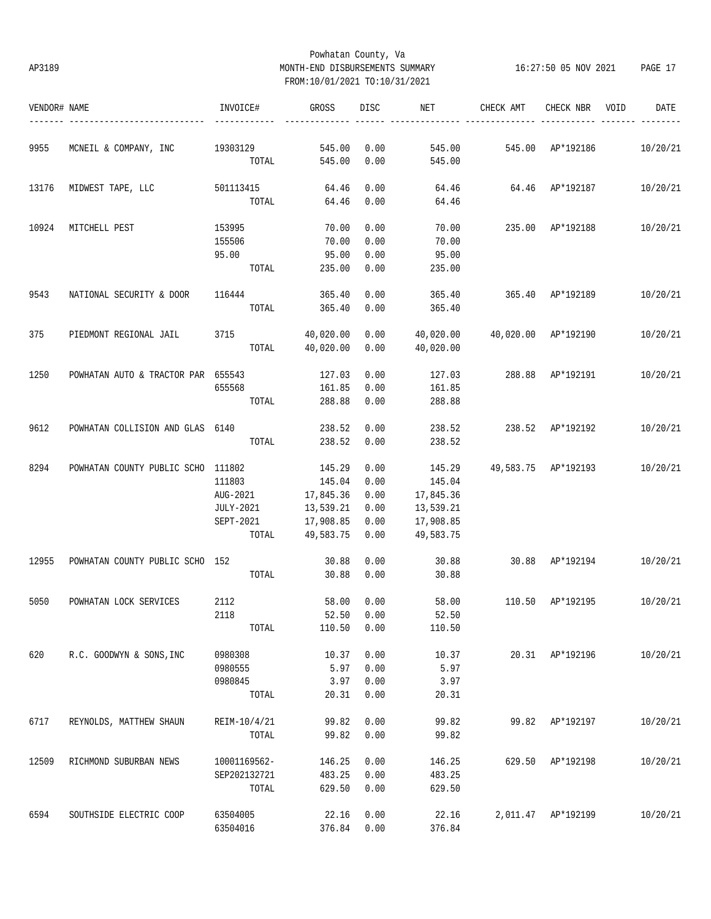Powhatan County, Va
AP3189 MONTH-END DISBURSEMENTS SUMMARY
FROM:10/01/2021 TO:10/31/2021

| VENDOR# | NAME | INVOICE# | GROSS | DISC | NET | CHECK AMT | CHECK NBR | VOID | DATE |
|---|---|---|---|---|---|---|---|---|---|
| 9955 | MCNEIL & COMPANY, INC | 19303129 | 545.00 | 0.00 | 545.00 | 545.00 | AP*192186 | | 10/20/21 |
| | | TOTAL | 545.00 | 0.00 | 545.00 | | | | |
| 13176 | MIDWEST TAPE, LLC | 501113415 | 64.46 | 0.00 | 64.46 | 64.46 | AP*192187 | | 10/20/21 |
| | | TOTAL | 64.46 | 0.00 | 64.46 | | | | |
| 10924 | MITCHELL PEST | 153995 | 70.00 | 0.00 | 70.00 | 235.00 | AP*192188 | | 10/20/21 |
| | | 155506 | 70.00 | 0.00 | 70.00 | | | | |
| | | 95.00 | 95.00 | 0.00 | 95.00 | | | | |
| | | TOTAL | 235.00 | 0.00 | 235.00 | | | | |
| 9543 | NATIONAL SECURITY & DOOR | 116444 | 365.40 | 0.00 | 365.40 | 365.40 | AP*192189 | | 10/20/21 |
| | | TOTAL | 365.40 | 0.00 | 365.40 | | | | |
| 375 | PIEDMONT REGIONAL JAIL | 3715 | 40,020.00 | 0.00 | 40,020.00 | 40,020.00 | AP*192190 | | 10/20/21 |
| | | TOTAL | 40,020.00 | 0.00 | 40,020.00 | | | | |
| 1250 | POWHATAN AUTO & TRACTOR PAR | 655543 | 127.03 | 0.00 | 127.03 | 288.88 | AP*192191 | | 10/20/21 |
| | | 655568 | 161.85 | 0.00 | 161.85 | | | | |
| | | TOTAL | 288.88 | 0.00 | 288.88 | | | | |
| 9612 | POWHATAN COLLISION AND GLAS | 6140 | 238.52 | 0.00 | 238.52 | 238.52 | AP*192192 | | 10/20/21 |
| | | TOTAL | 238.52 | 0.00 | 238.52 | | | | |
| 8294 | POWHATAN COUNTY PUBLIC SCHO | 111802 | 145.29 | 0.00 | 145.29 | 49,583.75 | AP*192193 | | 10/20/21 |
| | | 111803 | 145.04 | 0.00 | 145.04 | | | | |
| | | AUG-2021 | 17,845.36 | 0.00 | 17,845.36 | | | | |
| | | JULY-2021 | 13,539.21 | 0.00 | 13,539.21 | | | | |
| | | SEPT-2021 | 17,908.85 | 0.00 | 17,908.85 | | | | |
| | | TOTAL | 49,583.75 | 0.00 | 49,583.75 | | | | |
| 12955 | POWHATAN COUNTY PUBLIC SCHO | 152 | 30.88 | 0.00 | 30.88 | 30.88 | AP*192194 | | 10/20/21 |
| | | TOTAL | 30.88 | 0.00 | 30.88 | | | | |
| 5050 | POWHATAN LOCK SERVICES | 2112 | 58.00 | 0.00 | 58.00 | 110.50 | AP*192195 | | 10/20/21 |
| | | 2118 | 52.50 | 0.00 | 52.50 | | | | |
| | | TOTAL | 110.50 | 0.00 | 110.50 | | | | |
| 620 | R.C. GOODWYN & SONS,INC | 0980308 | 10.37 | 0.00 | 10.37 | 20.31 | AP*192196 | | 10/20/21 |
| | | 0980555 | 5.97 | 0.00 | 5.97 | | | | |
| | | 0980845 | 3.97 | 0.00 | 3.97 | | | | |
| | | TOTAL | 20.31 | 0.00 | 20.31 | | | | |
| 6717 | REYNOLDS, MATTHEW SHAUN | REIM-10/4/21 | 99.82 | 0.00 | 99.82 | 99.82 | AP*192197 | | 10/20/21 |
| | | TOTAL | 99.82 | 0.00 | 99.82 | | | | |
| 12509 | RICHMOND SUBURBAN NEWS | 10001169562- | 146.25 | 0.00 | 146.25 | 629.50 | AP*192198 | | 10/20/21 |
| | | SEP202132721 | 483.25 | 0.00 | 483.25 | | | | |
| | | TOTAL | 629.50 | 0.00 | 629.50 | | | | |
| 6594 | SOUTHSIDE ELECTRIC COOP | 63504005 | 22.16 | 0.00 | 22.16 | 2,011.47 | AP*192199 | | 10/20/21 |
| | | 63504016 | 376.84 | 0.00 | 376.84 | | | | |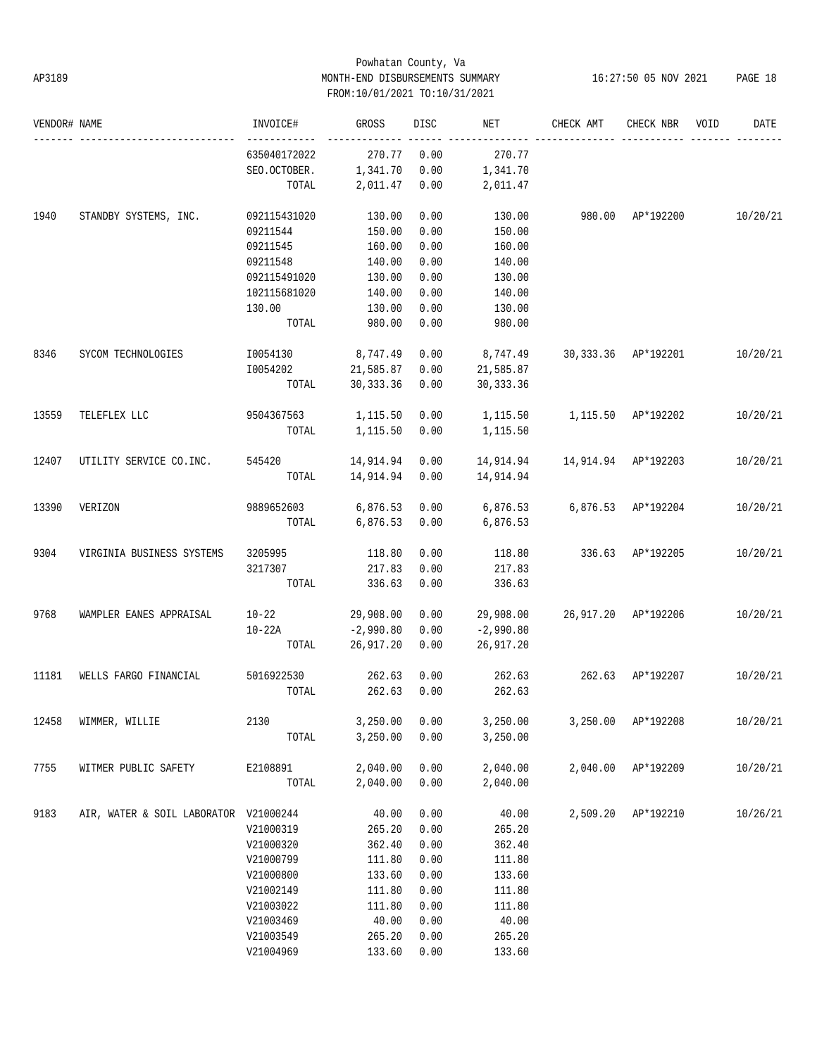Powhatan County, Va

AP3189 MONTH-END DISBURSEMENTS SUMMARY

FROM:10/01/2021 TO:10/31/2021

| VENDOR# | NAME | INVOICE# | GROSS | DISC | NET | CHECK AMT | CHECK NBR | VOID | DATE |
|---|---|---|---|---|---|---|---|---|---|
| | | 635040172022 | 270.77 | 0.00 | 270.77 | | | | |
| | | SEO.OCTOBER. | 1,341.70 | 0.00 | 1,341.70 | | | | |
| | | TOTAL | 2,011.47 | 0.00 | 2,011.47 | | | | |
| 1940 | STANDBY SYSTEMS, INC. | 092115431020 | 130.00 | 0.00 | 130.00 | 980.00 | AP*192200 | | 10/20/21 |
| | | 09211544 | 150.00 | 0.00 | 150.00 | | | | |
| | | 09211545 | 160.00 | 0.00 | 160.00 | | | | |
| | | 09211548 | 140.00 | 0.00 | 140.00 | | | | |
| | | 092115491020 | 130.00 | 0.00 | 130.00 | | | | |
| | | 102115681020 | 140.00 | 0.00 | 140.00 | | | | |
| | | 130.00 | 130.00 | 0.00 | 130.00 | | | | |
| | | TOTAL | 980.00 | 0.00 | 980.00 | | | | |
| 8346 | SYCOM TECHNOLOGIES | I0054130 | 8,747.49 | 0.00 | 8,747.49 | 30,333.36 | AP*192201 | | 10/20/21 |
| | | I0054202 | 21,585.87 | 0.00 | 21,585.87 | | | | |
| | | TOTAL | 30,333.36 | 0.00 | 30,333.36 | | | | |
| 13559 | TELEFLEX LLC | 9504367563 | 1,115.50 | 0.00 | 1,115.50 | 1,115.50 | AP*192202 | | 10/20/21 |
| | | TOTAL | 1,115.50 | 0.00 | 1,115.50 | | | | |
| 12407 | UTILITY SERVICE CO.INC. | 545420 | 14,914.94 | 0.00 | 14,914.94 | 14,914.94 | AP*192203 | | 10/20/21 |
| | | TOTAL | 14,914.94 | 0.00 | 14,914.94 | | | | |
| 13390 | VERIZON | 9889652603 | 6,876.53 | 0.00 | 6,876.53 | 6,876.53 | AP*192204 | | 10/20/21 |
| | | TOTAL | 6,876.53 | 0.00 | 6,876.53 | | | | |
| 9304 | VIRGINIA BUSINESS SYSTEMS | 3205995 | 118.80 | 0.00 | 118.80 | 336.63 | AP*192205 | | 10/20/21 |
| | | 3217307 | 217.83 | 0.00 | 217.83 | | | | |
| | | TOTAL | 336.63 | 0.00 | 336.63 | | | | |
| 9768 | WAMPLER EANES APPRAISAL | 10-22 | 29,908.00 | 0.00 | 29,908.00 | 26,917.20 | AP*192206 | | 10/20/21 |
| | | 10-22A | -2,990.80 | 0.00 | -2,990.80 | | | | |
| | | TOTAL | 26,917.20 | 0.00 | 26,917.20 | | | | |
| 11181 | WELLS FARGO FINANCIAL | 5016922530 | 262.63 | 0.00 | 262.63 | 262.63 | AP*192207 | | 10/20/21 |
| | | TOTAL | 262.63 | 0.00 | 262.63 | | | | |
| 12458 | WIMMER, WILLIE | 2130 | 3,250.00 | 0.00 | 3,250.00 | 3,250.00 | AP*192208 | | 10/20/21 |
| | | TOTAL | 3,250.00 | 0.00 | 3,250.00 | | | | |
| 7755 | WITMER PUBLIC SAFETY | E2108891 | 2,040.00 | 0.00 | 2,040.00 | 2,040.00 | AP*192209 | | 10/20/21 |
| | | TOTAL | 2,040.00 | 0.00 | 2,040.00 | | | | |
| 9183 | AIR, WATER & SOIL LABORATOR | V21000244 | 40.00 | 0.00 | 40.00 | 2,509.20 | AP*192210 | | 10/26/21 |
| | | V21000319 | 265.20 | 0.00 | 265.20 | | | | |
| | | V21000320 | 362.40 | 0.00 | 362.40 | | | | |
| | | V21000799 | 111.80 | 0.00 | 111.80 | | | | |
| | | V21000800 | 133.60 | 0.00 | 133.60 | | | | |
| | | V21002149 | 111.80 | 0.00 | 111.80 | | | | |
| | | V21003022 | 111.80 | 0.00 | 111.80 | | | | |
| | | V21003469 | 40.00 | 0.00 | 40.00 | | | | |
| | | V21003549 | 265.20 | 0.00 | 265.20 | | | | |
| | | V21004969 | 133.60 | 0.00 | 133.60 | | | | |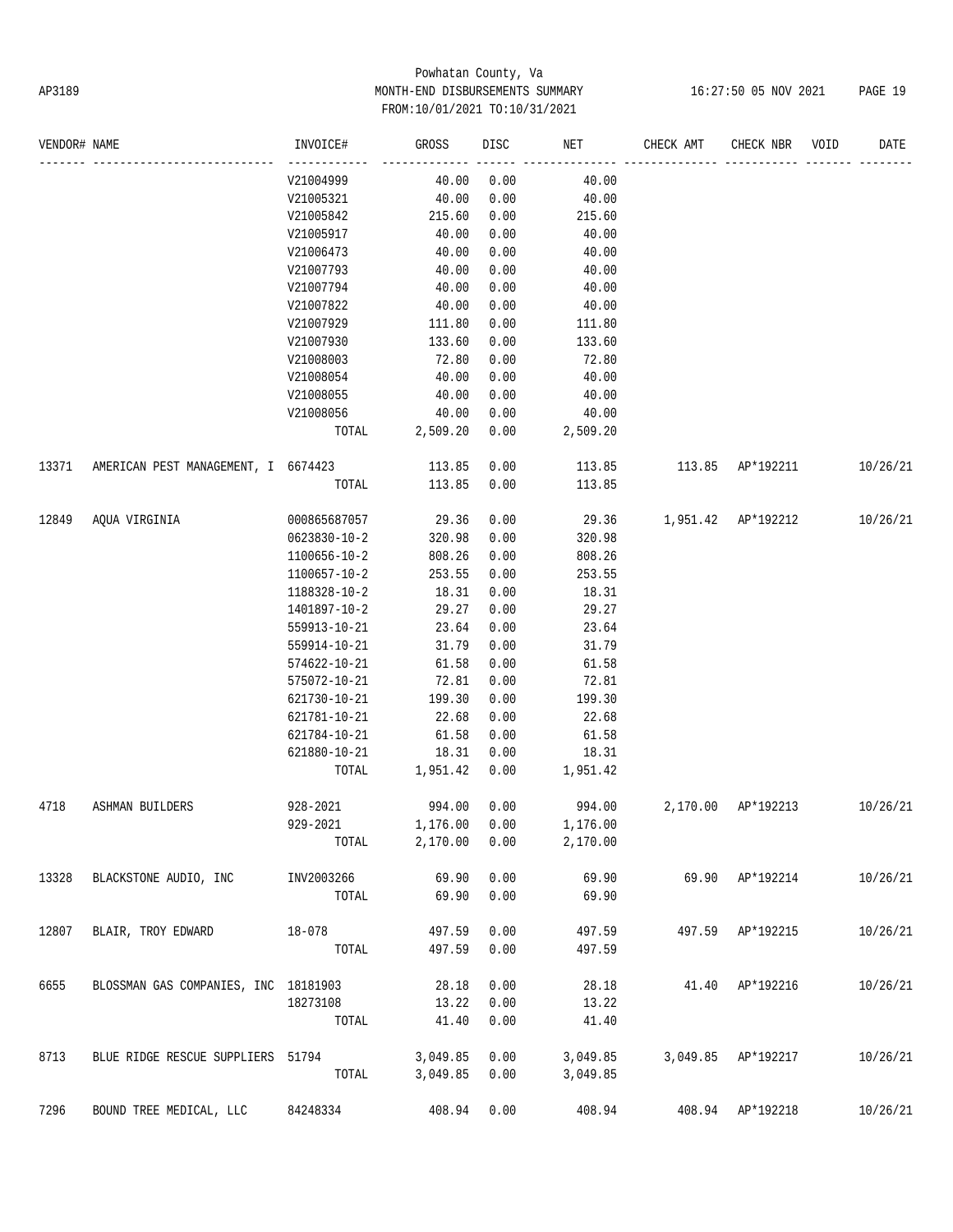Powhatan County, Va
AP3189 MONTH-END DISBURSEMENTS SUMMARY 16:27:50 05 NOV 2021 PAGE 19
FROM:10/01/2021 TO:10/31/2021

| VENDOR# | NAME | INVOICE# | GROSS | DISC | NET | CHECK AMT | CHECK NBR | VOID | DATE |
|---|---|---|---|---|---|---|---|---|---|
| | | V21004999 | 40.00 | 0.00 | 40.00 | | | | |
| | | V21005321 | 40.00 | 0.00 | 40.00 | | | | |
| | | V21005842 | 215.60 | 0.00 | 215.60 | | | | |
| | | V21005917 | 40.00 | 0.00 | 40.00 | | | | |
| | | V21006473 | 40.00 | 0.00 | 40.00 | | | | |
| | | V21007793 | 40.00 | 0.00 | 40.00 | | | | |
| | | V21007794 | 40.00 | 0.00 | 40.00 | | | | |
| | | V21007822 | 40.00 | 0.00 | 40.00 | | | | |
| | | V21007929 | 111.80 | 0.00 | 111.80 | | | | |
| | | V21007930 | 133.60 | 0.00 | 133.60 | | | | |
| | | V21008003 | 72.80 | 0.00 | 72.80 | | | | |
| | | V21008054 | 40.00 | 0.00 | 40.00 | | | | |
| | | V21008055 | 40.00 | 0.00 | 40.00 | | | | |
| | | V21008056 | 40.00 | 0.00 | 40.00 | | | | |
| | | TOTAL | 2,509.20 | 0.00 | 2,509.20 | | | | |
| 13371 | AMERICAN PEST MANAGEMENT, I | 6674423 | 113.85 | 0.00 | 113.85 | 113.85 | AP*192211 | | 10/26/21 |
| | | TOTAL | 113.85 | 0.00 | 113.85 | | | | |
| 12849 | AQUA VIRGINIA | 000865687057 | 29.36 | 0.00 | 29.36 | 1,951.42 | AP*192212 | | 10/26/21 |
| | | 0623830-10-2 | 320.98 | 0.00 | 320.98 | | | | |
| | | 1100656-10-2 | 808.26 | 0.00 | 808.26 | | | | |
| | | 1100657-10-2 | 253.55 | 0.00 | 253.55 | | | | |
| | | 1188328-10-2 | 18.31 | 0.00 | 18.31 | | | | |
| | | 1401897-10-2 | 29.27 | 0.00 | 29.27 | | | | |
| | | 559913-10-21 | 23.64 | 0.00 | 23.64 | | | | |
| | | 559914-10-21 | 31.79 | 0.00 | 31.79 | | | | |
| | | 574622-10-21 | 61.58 | 0.00 | 61.58 | | | | |
| | | 575072-10-21 | 72.81 | 0.00 | 72.81 | | | | |
| | | 621730-10-21 | 199.30 | 0.00 | 199.30 | | | | |
| | | 621781-10-21 | 22.68 | 0.00 | 22.68 | | | | |
| | | 621784-10-21 | 61.58 | 0.00 | 61.58 | | | | |
| | | 621880-10-21 | 18.31 | 0.00 | 18.31 | | | | |
| | | TOTAL | 1,951.42 | 0.00 | 1,951.42 | | | | |
| 4718 | ASHMAN BUILDERS | 928-2021 | 994.00 | 0.00 | 994.00 | 2,170.00 | AP*192213 | | 10/26/21 |
| | | 929-2021 | 1,176.00 | 0.00 | 1,176.00 | | | | |
| | | TOTAL | 2,170.00 | 0.00 | 2,170.00 | | | | |
| 13328 | BLACKSTONE AUDIO, INC | INV2003266 | 69.90 | 0.00 | 69.90 | 69.90 | AP*192214 | | 10/26/21 |
| | | TOTAL | 69.90 | 0.00 | 69.90 | | | | |
| 12807 | BLAIR, TROY EDWARD | 18-078 | 497.59 | 0.00 | 497.59 | 497.59 | AP*192215 | | 10/26/21 |
| | | TOTAL | 497.59 | 0.00 | 497.59 | | | | |
| 6655 | BLOSSMAN GAS COMPANIES, INC | 18181903 | 28.18 | 0.00 | 28.18 | 41.40 | AP*192216 | | 10/26/21 |
| | | 18273108 | 13.22 | 0.00 | 13.22 | | | | |
| | | TOTAL | 41.40 | 0.00 | 41.40 | | | | |
| 8713 | BLUE RIDGE RESCUE SUPPLIERS | 51794 | 3,049.85 | 0.00 | 3,049.85 | 3,049.85 | AP*192217 | | 10/26/21 |
| | | TOTAL | 3,049.85 | 0.00 | 3,049.85 | | | | |
| 7296 | BOUND TREE MEDICAL, LLC | 84248334 | 408.94 | 0.00 | 408.94 | 408.94 | AP*192218 | | 10/26/21 |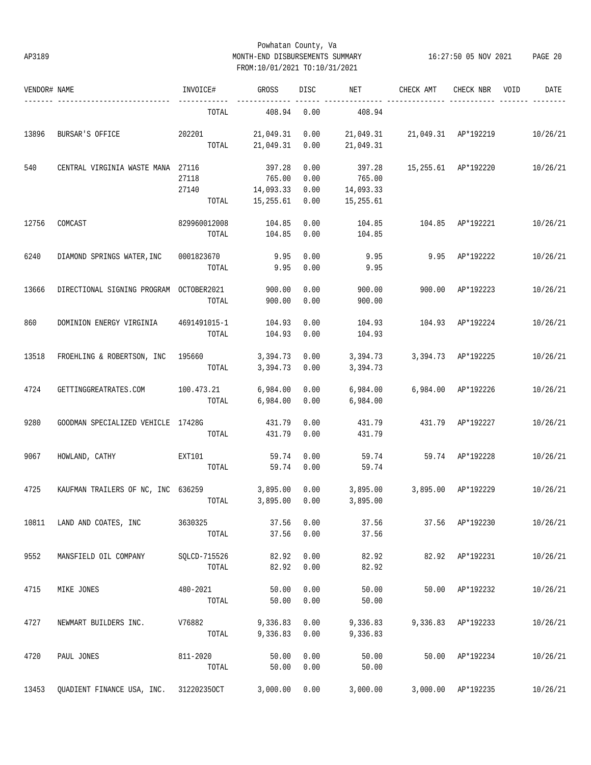Powhatan County, Va
MONTH-END DISBURSEMENTS SUMMARY
FROM:10/01/2021 TO:10/31/2021

AP3189 — 16:27:50 05 NOV 2021

| VENDOR# | NAME | INVOICE# | GROSS | DISC | NET | CHECK AMT | CHECK NBR | VOID | DATE |
|---|---|---|---|---|---|---|---|---|---|
| | | TOTAL | 408.94 | 0.00 | 408.94 | | | | |
| 13896 | BURSAR'S OFFICE | 202201 | 21,049.31 | 0.00 | 21,049.31 | 21,049.31 | AP*192219 | | 10/26/21 |
| | | TOTAL | 21,049.31 | 0.00 | 21,049.31 | | | | |
| 540 | CENTRAL VIRGINIA WASTE MANA | 27116 | 397.28 | 0.00 | 397.28 | 15,255.61 | AP*192220 | | 10/26/21 |
| | | 27118 | 765.00 | 0.00 | 765.00 | | | | |
| | | 27140 | 14,093.33 | 0.00 | 14,093.33 | | | | |
| | | TOTAL | 15,255.61 | 0.00 | 15,255.61 | | | | |
| 12756 | COMCAST | 829960012008 | 104.85 | 0.00 | 104.85 | 104.85 | AP*192221 | | 10/26/21 |
| | | TOTAL | 104.85 | 0.00 | 104.85 | | | | |
| 6240 | DIAMOND SPRINGS WATER,INC | 0001823670 | 9.95 | 0.00 | 9.95 | 9.95 | AP*192222 | | 10/26/21 |
| | | TOTAL | 9.95 | 0.00 | 9.95 | | | | |
| 13666 | DIRECTIONAL SIGNING PROGRAM | OCTOBER2021 | 900.00 | 0.00 | 900.00 | 900.00 | AP*192223 | | 10/26/21 |
| | | TOTAL | 900.00 | 0.00 | 900.00 | | | | |
| 860 | DOMINION ENERGY VIRGINIA | 4691491015-1 | 104.93 | 0.00 | 104.93 | 104.93 | AP*192224 | | 10/26/21 |
| | | TOTAL | 104.93 | 0.00 | 104.93 | | | | |
| 13518 | FROEHLING & ROBERTSON, INC | 195660 | 3,394.73 | 0.00 | 3,394.73 | 3,394.73 | AP*192225 | | 10/26/21 |
| | | TOTAL | 3,394.73 | 0.00 | 3,394.73 | | | | |
| 4724 | GETTINGGREATRATES.COM | 100.473.21 | 6,984.00 | 0.00 | 6,984.00 | 6,984.00 | AP*192226 | | 10/26/21 |
| | | TOTAL | 6,984.00 | 0.00 | 6,984.00 | | | | |
| 9280 | GOODMAN SPECIALIZED VEHICLE | 17428G | 431.79 | 0.00 | 431.79 | 431.79 | AP*192227 | | 10/26/21 |
| | | TOTAL | 431.79 | 0.00 | 431.79 | | | | |
| 9067 | HOWLAND, CATHY | EXT101 | 59.74 | 0.00 | 59.74 | 59.74 | AP*192228 | | 10/26/21 |
| | | TOTAL | 59.74 | 0.00 | 59.74 | | | | |
| 4725 | KAUFMAN TRAILERS OF NC, INC | 636259 | 3,895.00 | 0.00 | 3,895.00 | 3,895.00 | AP*192229 | | 10/26/21 |
| | | TOTAL | 3,895.00 | 0.00 | 3,895.00 | | | | |
| 10811 | LAND AND COATES, INC | 3630325 | 37.56 | 0.00 | 37.56 | 37.56 | AP*192230 | | 10/26/21 |
| | | TOTAL | 37.56 | 0.00 | 37.56 | | | | |
| 9552 | MANSFIELD OIL COMPANY | SQLCD-715526 | 82.92 | 0.00 | 82.92 | 82.92 | AP*192231 | | 10/26/21 |
| | | TOTAL | 82.92 | 0.00 | 82.92 | | | | |
| 4715 | MIKE JONES | 480-2021 | 50.00 | 0.00 | 50.00 | 50.00 | AP*192232 | | 10/26/21 |
| | | TOTAL | 50.00 | 0.00 | 50.00 | | | | |
| 4727 | NEWMART BUILDERS INC. | V76882 | 9,336.83 | 0.00 | 9,336.83 | 9,336.83 | AP*192233 | | 10/26/21 |
| | | TOTAL | 9,336.83 | 0.00 | 9,336.83 | | | | |
| 4720 | PAUL JONES | 811-2020 | 50.00 | 0.00 | 50.00 | 50.00 | AP*192234 | | 10/26/21 |
| | | TOTAL | 50.00 | 0.00 | 50.00 | | | | |
| 13453 | QUADIENT FINANCE USA, INC. | 31220235OCT | 3,000.00 | 0.00 | 3,000.00 | 3,000.00 | AP*192235 | | 10/26/21 |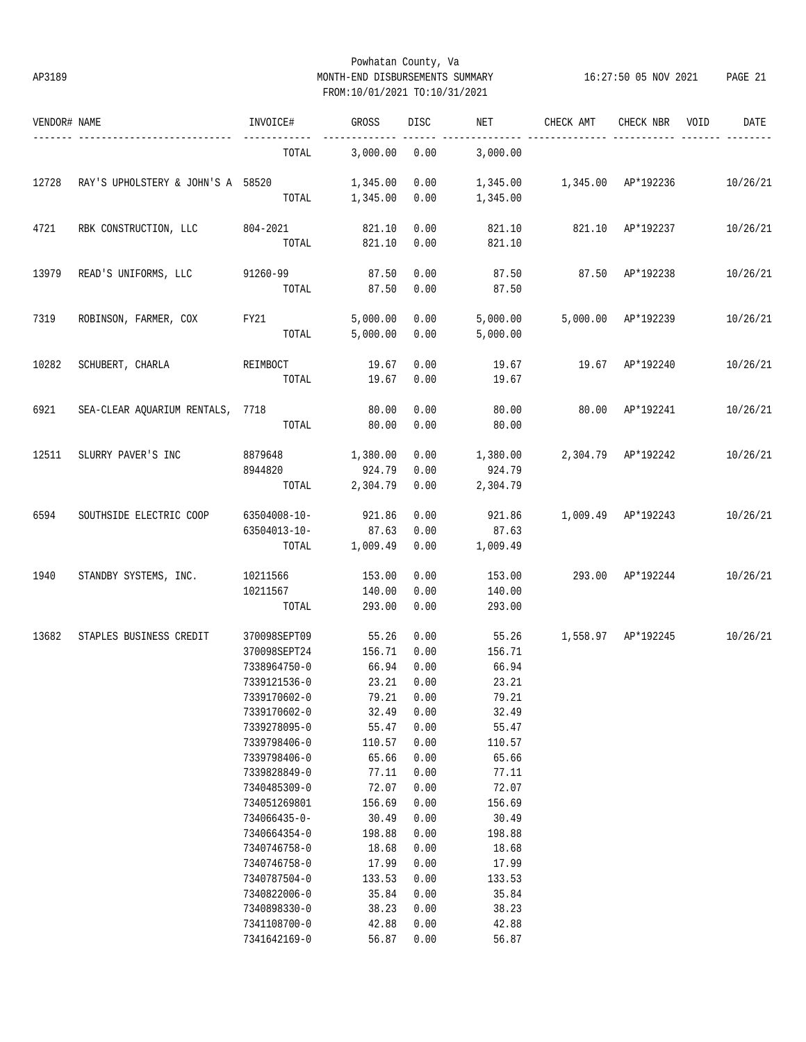| VENDOR# | NAME | INVOICE# | GROSS | DISC | NET | CHECK AMT | CHECK NBR | VOID | DATE |
|---|---|---|---|---|---|---|---|---|---|
| | | TOTAL | 3,000.00 | 0.00 | 3,000.00 | | | | |
| 12728 | RAY'S UPHOLSTERY & JOHN'S A | 58520 | 1,345.00 | 0.00 | 1,345.00 | 1,345.00 | AP*192236 | | 10/26/21 |
| | | TOTAL | 1,345.00 | 0.00 | 1,345.00 | | | | |
| 4721 | RBK CONSTRUCTION, LLC | 804-2021 | 821.10 | 0.00 | 821.10 | 821.10 | AP*192237 | | 10/26/21 |
| | | TOTAL | 821.10 | 0.00 | 821.10 | | | | |
| 13979 | READ'S UNIFORMS, LLC | 91260-99 | 87.50 | 0.00 | 87.50 | 87.50 | AP*192238 | | 10/26/21 |
| | | TOTAL | 87.50 | 0.00 | 87.50 | | | | |
| 7319 | ROBINSON, FARMER, COX | FY21 | 5,000.00 | 0.00 | 5,000.00 | 5,000.00 | AP*192239 | | 10/26/21 |
| | | TOTAL | 5,000.00 | 0.00 | 5,000.00 | | | | |
| 10282 | SCHUBERT, CHARLA | REIMBOCT | 19.67 | 0.00 | 19.67 | 19.67 | AP*192240 | | 10/26/21 |
| | | TOTAL | 19.67 | 0.00 | 19.67 | | | | |
| 6921 | SEA-CLEAR AQUARIUM RENTALS, | 7718 | 80.00 | 0.00 | 80.00 | 80.00 | AP*192241 | | 10/26/21 |
| | | TOTAL | 80.00 | 0.00 | 80.00 | | | | |
| 12511 | SLURRY PAVER'S INC | 8879648 | 1,380.00 | 0.00 | 1,380.00 | 2,304.79 | AP*192242 | | 10/26/21 |
| | | 8944820 | 924.79 | 0.00 | 924.79 | | | | |
| | | TOTAL | 2,304.79 | 0.00 | 2,304.79 | | | | |
| 6594 | SOUTHSIDE ELECTRIC COOP | 63504008-10- | 921.86 | 0.00 | 921.86 | 1,009.49 | AP*192243 | | 10/26/21 |
| | | 63504013-10- | 87.63 | 0.00 | 87.63 | | | | |
| | | TOTAL | 1,009.49 | 0.00 | 1,009.49 | | | | |
| 1940 | STANDBY SYSTEMS, INC. | 10211566 | 153.00 | 0.00 | 153.00 | 293.00 | AP*192244 | | 10/26/21 |
| | | 10211567 | 140.00 | 0.00 | 140.00 | | | | |
| | | TOTAL | 293.00 | 0.00 | 293.00 | | | | |
| 13682 | STAPLES BUSINESS CREDIT | 370098SEPT09 | 55.26 | 0.00 | 55.26 | 1,558.97 | AP*192245 | | 10/26/21 |
| | | 370098SEPT24 | 156.71 | 0.00 | 156.71 | | | | |
| | | 7338964750-0 | 66.94 | 0.00 | 66.94 | | | | |
| | | 7339121536-0 | 23.21 | 0.00 | 23.21 | | | | |
| | | 7339170602-0 | 79.21 | 0.00 | 79.21 | | | | |
| | | 7339170602-0 | 32.49 | 0.00 | 32.49 | | | | |
| | | 7339278095-0 | 55.47 | 0.00 | 55.47 | | | | |
| | | 7339798406-0 | 110.57 | 0.00 | 110.57 | | | | |
| | | 7339798406-0 | 65.66 | 0.00 | 65.66 | | | | |
| | | 7339828849-0 | 77.11 | 0.00 | 77.11 | | | | |
| | | 7340485309-0 | 72.07 | 0.00 | 72.07 | | | | |
| | | 734051269801 | 156.69 | 0.00 | 156.69 | | | | |
| | | 734066435-0- | 30.49 | 0.00 | 30.49 | | | | |
| | | 7340664354-0 | 198.88 | 0.00 | 198.88 | | | | |
| | | 7340746758-0 | 18.68 | 0.00 | 18.68 | | | | |
| | | 7340746758-0 | 17.99 | 0.00 | 17.99 | | | | |
| | | 7340787504-0 | 133.53 | 0.00 | 133.53 | | | | |
| | | 7340822006-0 | 35.84 | 0.00 | 35.84 | | | | |
| | | 7340898330-0 | 38.23 | 0.00 | 38.23 | | | | |
| | | 7341108700-0 | 42.88 | 0.00 | 42.88 | | | | |
| | | 7341642169-0 | 56.87 | 0.00 | 56.87 | | | | |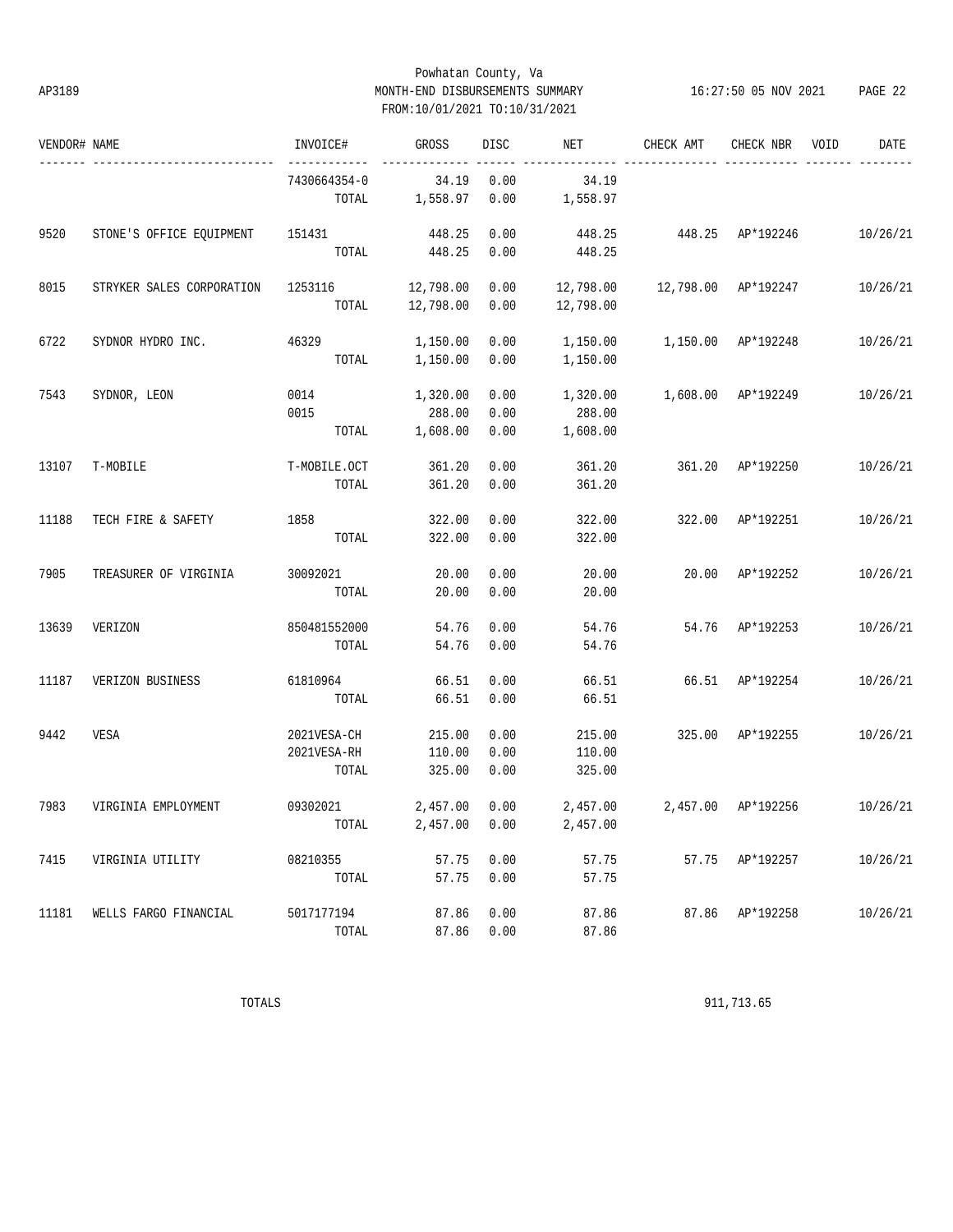Powhatan County, Va

AP3189 MONTH-END DISBURSEMENTS SUMMARY

FROM:10/01/2021 TO:10/31/2021

| VENDOR# | NAME | INVOICE# | GROSS | DISC | NET | CHECK AMT | CHECK NBR | VOID | DATE |
|---|---|---|---|---|---|---|---|---|---|
| | | 7430664354-0 | 34.19 | 0.00 | 34.19 | | | | |
| | | TOTAL | 1,558.97 | 0.00 | 1,558.97 | | | | |
| 9520 | STONE'S OFFICE EQUIPMENT | 151431 | 448.25 | 0.00 | 448.25 | 448.25 | AP*192246 | | 10/26/21 |
| | | TOTAL | 448.25 | 0.00 | 448.25 | | | | |
| 8015 | STRYKER SALES CORPORATION | 1253116 | 12,798.00 | 0.00 | 12,798.00 | 12,798.00 | AP*192247 | | 10/26/21 |
| | | TOTAL | 12,798.00 | 0.00 | 12,798.00 | | | | |
| 6722 | SYDNOR HYDRO INC. | 46329 | 1,150.00 | 0.00 | 1,150.00 | 1,150.00 | AP*192248 | | 10/26/21 |
| | | TOTAL | 1,150.00 | 0.00 | 1,150.00 | | | | |
| 7543 | SYDNOR, LEON | 0014 | 1,320.00 | 0.00 | 1,320.00 | 1,608.00 | AP*192249 | | 10/26/21 |
| | | 0015 | 288.00 | 0.00 | 288.00 | | | | |
| | | TOTAL | 1,608.00 | 0.00 | 1,608.00 | | | | |
| 13107 | T-MOBILE | T-MOBILE.OCT | 361.20 | 0.00 | 361.20 | 361.20 | AP*192250 | | 10/26/21 |
| | | TOTAL | 361.20 | 0.00 | 361.20 | | | | |
| 11188 | TECH FIRE & SAFETY | 1858 | 322.00 | 0.00 | 322.00 | 322.00 | AP*192251 | | 10/26/21 |
| | | TOTAL | 322.00 | 0.00 | 322.00 | | | | |
| 7905 | TREASURER OF VIRGINIA | 30092021 | 20.00 | 0.00 | 20.00 | 20.00 | AP*192252 | | 10/26/21 |
| | | TOTAL | 20.00 | 0.00 | 20.00 | | | | |
| 13639 | VERIZON | 850481552000 | 54.76 | 0.00 | 54.76 | 54.76 | AP*192253 | | 10/26/21 |
| | | TOTAL | 54.76 | 0.00 | 54.76 | | | | |
| 11187 | VERIZON BUSINESS | 61810964 | 66.51 | 0.00 | 66.51 | 66.51 | AP*192254 | | 10/26/21 |
| | | TOTAL | 66.51 | 0.00 | 66.51 | | | | |
| 9442 | VESA | 2021VESA-CH | 215.00 | 0.00 | 215.00 | 325.00 | AP*192255 | | 10/26/21 |
| | | 2021VESA-RH | 110.00 | 0.00 | 110.00 | | | | |
| | | TOTAL | 325.00 | 0.00 | 325.00 | | | | |
| 7983 | VIRGINIA EMPLOYMENT | 09302021 | 2,457.00 | 0.00 | 2,457.00 | 2,457.00 | AP*192256 | | 10/26/21 |
| | | TOTAL | 2,457.00 | 0.00 | 2,457.00 | | | | |
| 7415 | VIRGINIA UTILITY | 08210355 | 57.75 | 0.00 | 57.75 | 57.75 | AP*192257 | | 10/26/21 |
| | | TOTAL | 57.75 | 0.00 | 57.75 | | | | |
| 11181 | WELLS FARGO FINANCIAL | 5017177194 | 87.86 | 0.00 | 87.86 | 87.86 | AP*192258 | | 10/26/21 |
| | | TOTAL | 87.86 | 0.00 | 87.86 | | | | |

TOTALS 911,713.65